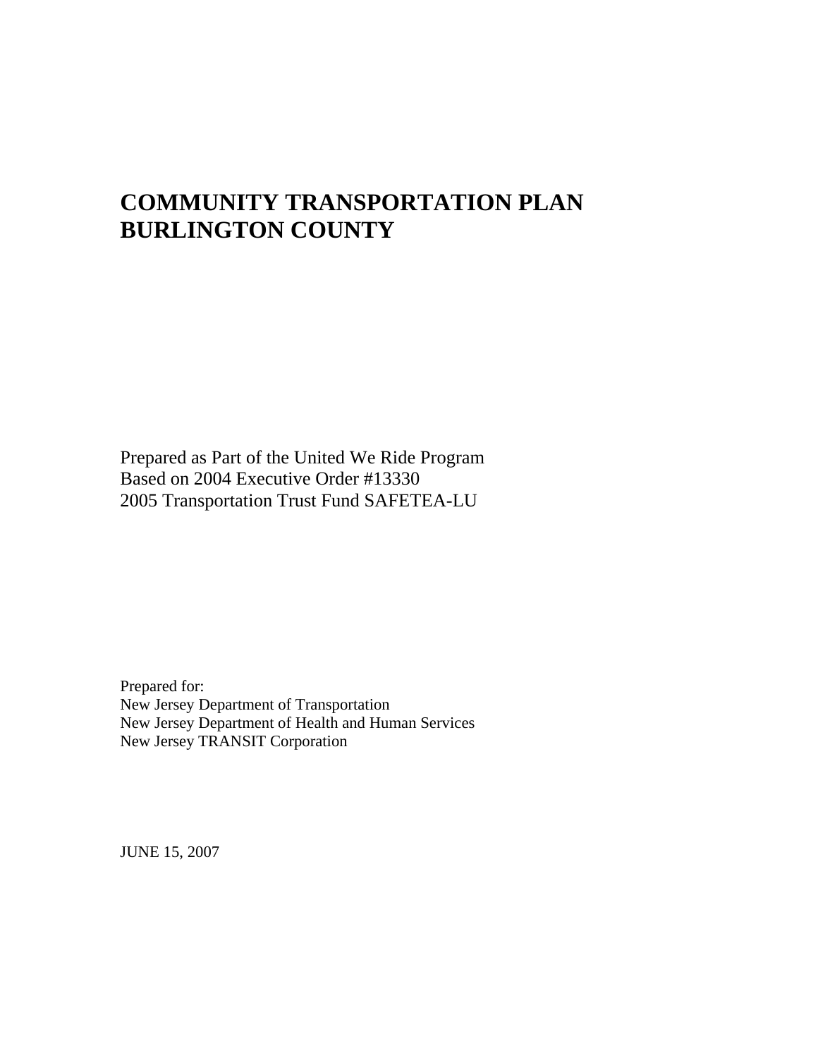# COMMUNITY TRANSPORTATION PLAN
# BURLINGTON COUNTY

Prepared as Part of the United We Ride Program
Based on 2004 Executive Order #13330
2005 Transportation Trust Fund SAFETEA-LU

Prepared for:
New Jersey Department of Transportation
New Jersey Department of Health and Human Services
New Jersey TRANSIT Corporation

JUNE 15, 2007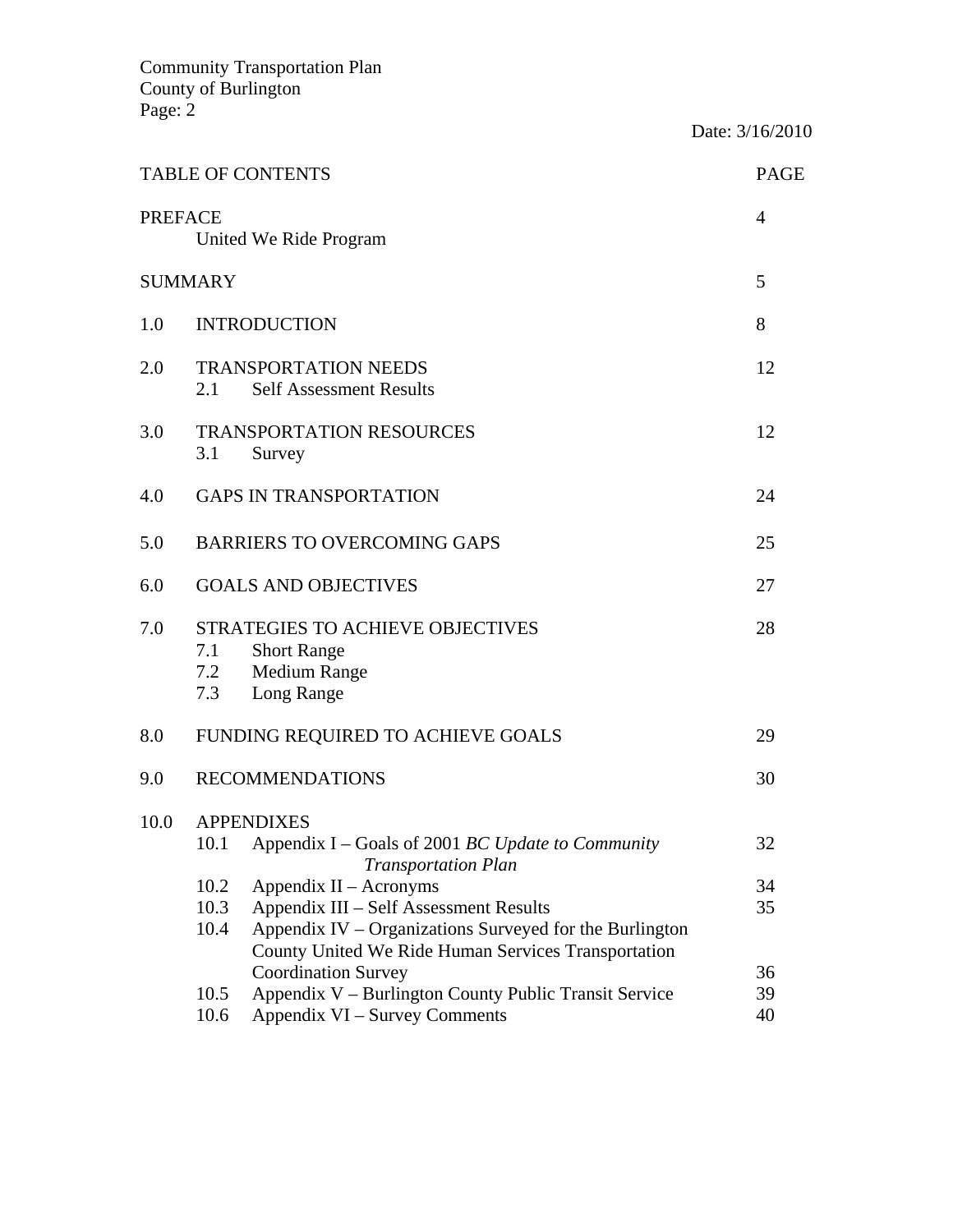Date: 3/16/2010

| TABLE OF CONTENTS | | PAGE |
| --- | --- | --- |
| PREFACE | United We Ride Program | 4 |
| SUMMARY | | 5 |
| 1.0 | INTRODUCTION | 8 |
| 2.0 | TRANSPORTATION NEEDS | 12 |
| | 2.1 Self Assessment Results | |
| 3.0 | TRANSPORTATION RESOURCES | 12 |
| | 3.1 Survey | |
| 4.0 | GAPS IN TRANSPORTATION | 24 |
| 5.0 | BARRIERS TO OVERCOMING GAPS | 25 |
| 6.0 | GOALS AND OBJECTIVES | 27 |
| 7.0 | STRATEGIES TO ACHIEVE OBJECTIVES | 28 |
| | 7.1 Short Range | |
| | 7.2 Medium Range | |
| | 7.3 Long Range | |
| 8.0 | FUNDING REQUIRED TO ACHIEVE GOALS | 29 |
| 9.0 | RECOMMENDATIONS | 30 |
| 10.0 | APPENDIXES | |
| | 10.1 Appendix I – Goals of 2001 *BC Update to Community Transportation Plan* | 32 |
| | 10.2 Appendix II – Acronyms | 34 |
| | 10.3 Appendix III – Self Assessment Results | 35 |
| | 10.4 Appendix IV – Organizations Surveyed for the Burlington County United We Ride Human Services Transportation Coordination Survey | 36 |
| | 10.5 Appendix V – Burlington County Public Transit Service | 39 |
| | 10.6 Appendix VI – Survey Comments | 40 |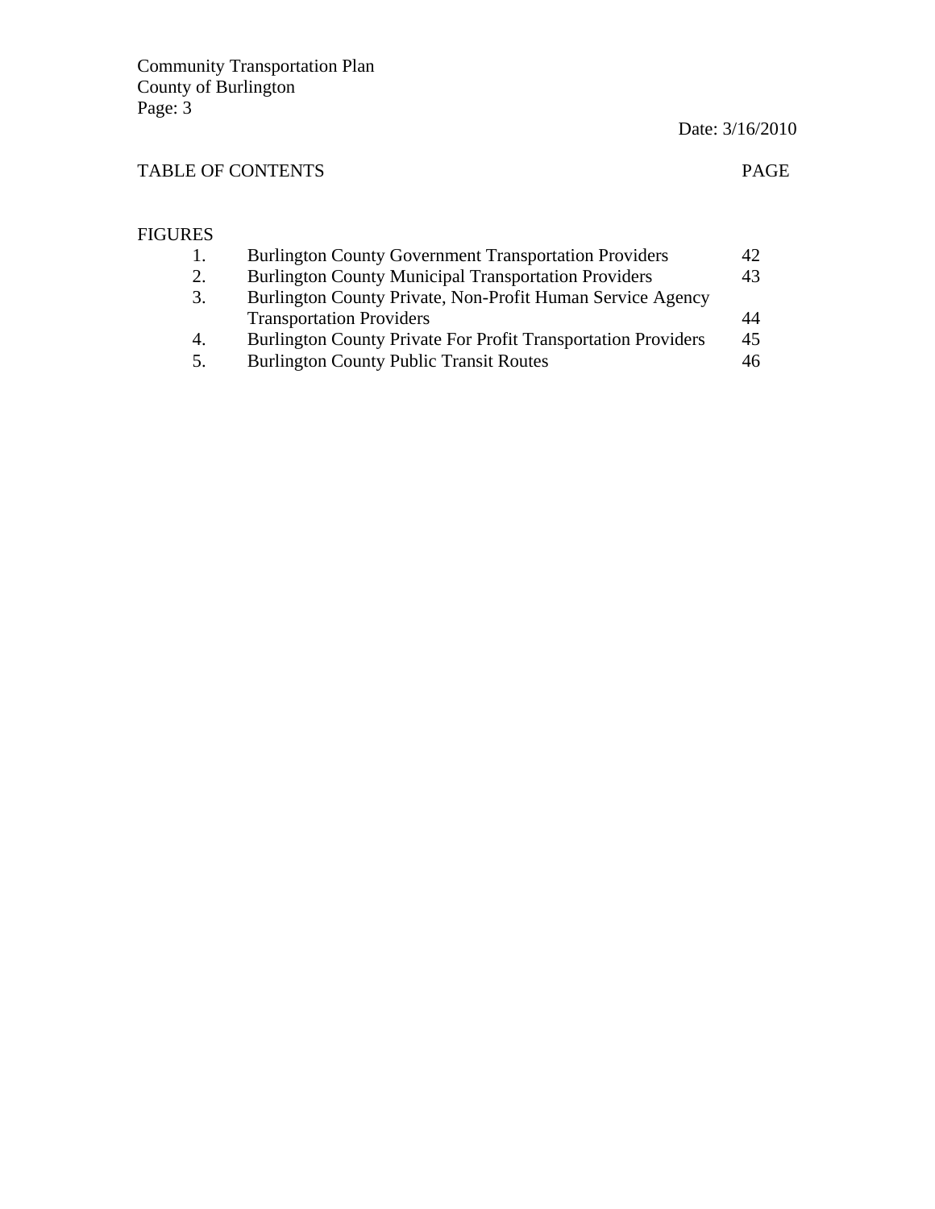TABLE OF CONTENTS | PAGE

FIGURES

| | | |
|---|---|---|
| 1. | Burlington County Government Transportation Providers | 42 |
| 2. | Burlington County Municipal Transportation Providers | 43 |
| 3. | Burlington County Private, Non-Profit Human Service Agency Transportation Providers | 44 |
| 4. | Burlington County Private For Profit Transportation Providers | 45 |
| 5. | Burlington County Public Transit Routes | 46 |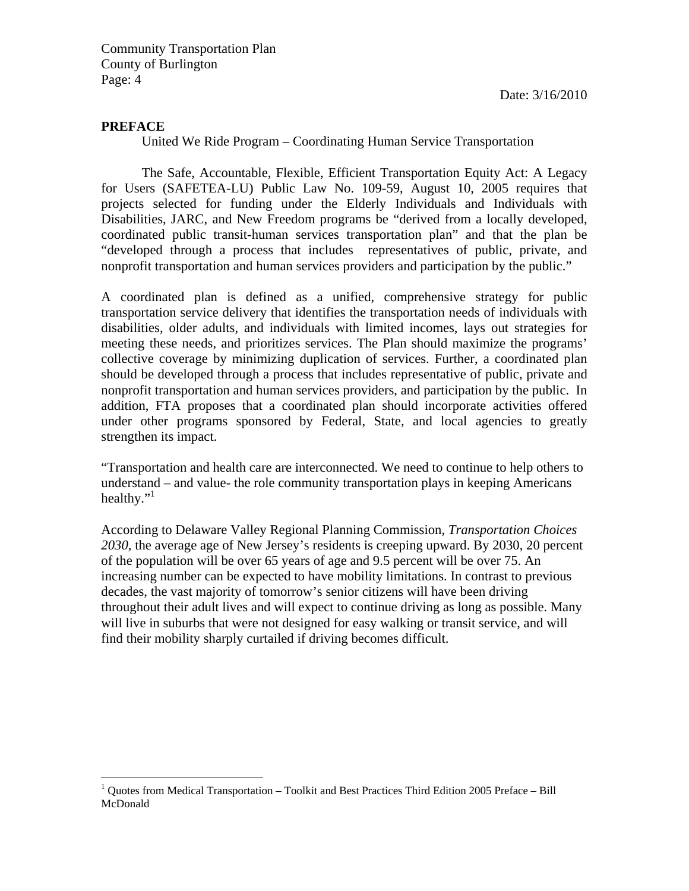## PREFACE

United We Ride Program – Coordinating Human Service Transportation

The Safe, Accountable, Flexible, Efficient Transportation Equity Act: A Legacy for Users (SAFETEA-LU) Public Law No. 109-59, August 10, 2005 requires that projects selected for funding under the Elderly Individuals and Individuals with Disabilities, JARC, and New Freedom programs be "derived from a locally developed, coordinated public transit-human services transportation plan" and that the plan be "developed through a process that includes representatives of public, private, and nonprofit transportation and human services providers and participation by the public."

A coordinated plan is defined as a unified, comprehensive strategy for public transportation service delivery that identifies the transportation needs of individuals with disabilities, older adults, and individuals with limited incomes, lays out strategies for meeting these needs, and prioritizes services. The Plan should maximize the programs' collective coverage by minimizing duplication of services. Further, a coordinated plan should be developed through a process that includes representative of public, private and nonprofit transportation and human services providers, and participation by the public. In addition, FTA proposes that a coordinated plan should incorporate activities offered under other programs sponsored by Federal, State, and local agencies to greatly strengthen its impact.

"Transportation and health care are interconnected. We need to continue to help others to understand – and value- the role community transportation plays in keeping Americans healthy."[1]

According to Delaware Valley Regional Planning Commission, *Transportation Choices 2030*, the average age of New Jersey's residents is creeping upward. By 2030, 20 percent of the population will be over 65 years of age and 9.5 percent will be over 75. An increasing number can be expected to have mobility limitations. In contrast to previous decades, the vast majority of tomorrow's senior citizens will have been driving throughout their adult lives and will expect to continue driving as long as possible. Many will live in suburbs that were not designed for easy walking or transit service, and will find their mobility sharply curtailed if driving becomes difficult.

---

[1] Quotes from Medical Transportation – Toolkit and Best Practices Third Edition 2005 Preface – Bill McDonald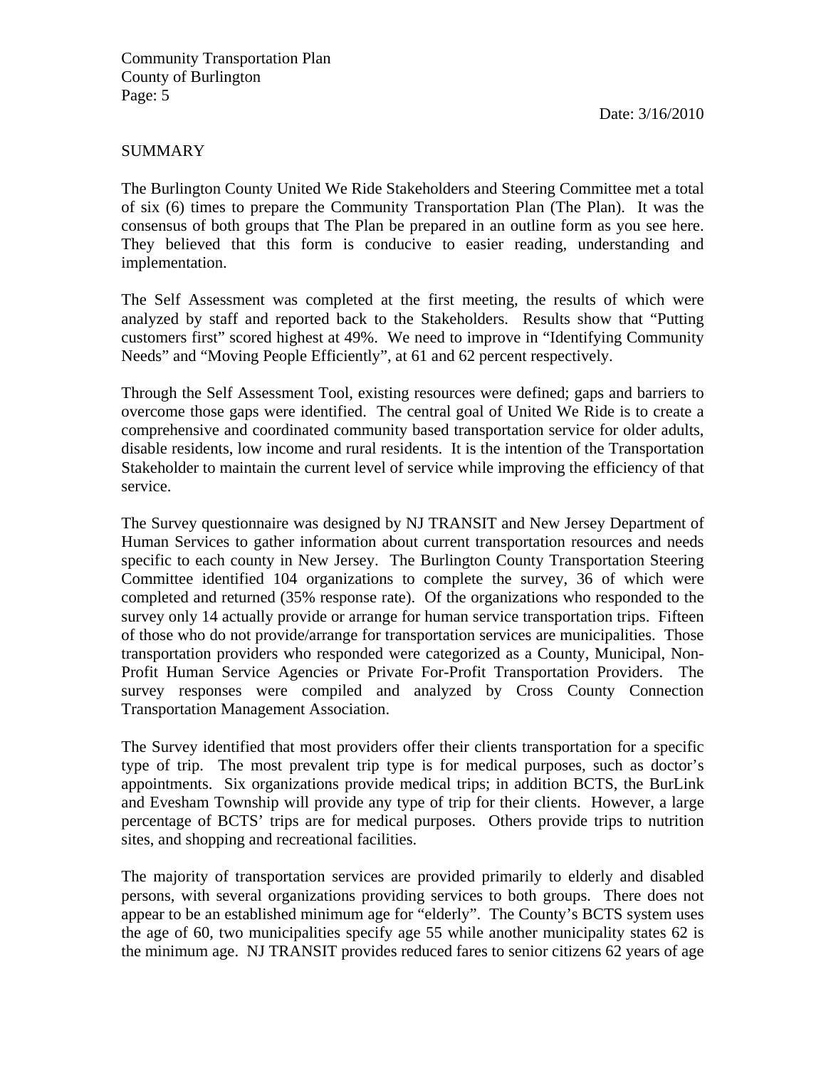## SUMMARY

The Burlington County United We Ride Stakeholders and Steering Committee met a total of six (6) times to prepare the Community Transportation Plan (The Plan). It was the consensus of both groups that The Plan be prepared in an outline form as you see here. They believed that this form is conducive to easier reading, understanding and implementation.

The Self Assessment was completed at the first meeting, the results of which were analyzed by staff and reported back to the Stakeholders. Results show that "Putting customers first" scored highest at 49%. We need to improve in "Identifying Community Needs" and "Moving People Efficiently", at 61 and 62 percent respectively.

Through the Self Assessment Tool, existing resources were defined; gaps and barriers to overcome those gaps were identified. The central goal of United We Ride is to create a comprehensive and coordinated community based transportation service for older adults, disable residents, low income and rural residents. It is the intention of the Transportation Stakeholder to maintain the current level of service while improving the efficiency of that service.

The Survey questionnaire was designed by NJ TRANSIT and New Jersey Department of Human Services to gather information about current transportation resources and needs specific to each county in New Jersey. The Burlington County Transportation Steering Committee identified 104 organizations to complete the survey, 36 of which were completed and returned (35% response rate). Of the organizations who responded to the survey only 14 actually provide or arrange for human service transportation trips. Fifteen of those who do not provide/arrange for transportation services are municipalities. Those transportation providers who responded were categorized as a County, Municipal, Non-Profit Human Service Agencies or Private For-Profit Transportation Providers. The survey responses were compiled and analyzed by Cross County Connection Transportation Management Association.

The Survey identified that most providers offer their clients transportation for a specific type of trip. The most prevalent trip type is for medical purposes, such as doctor's appointments. Six organizations provide medical trips; in addition BCTS, the BurLink and Evesham Township will provide any type of trip for their clients. However, a large percentage of BCTS' trips are for medical purposes. Others provide trips to nutrition sites, and shopping and recreational facilities.

The majority of transportation services are provided primarily to elderly and disabled persons, with several organizations providing services to both groups. There does not appear to be an established minimum age for "elderly". The County's BCTS system uses the age of 60, two municipalities specify age 55 while another municipality states 62 is the minimum age. NJ TRANSIT provides reduced fares to senior citizens 62 years of age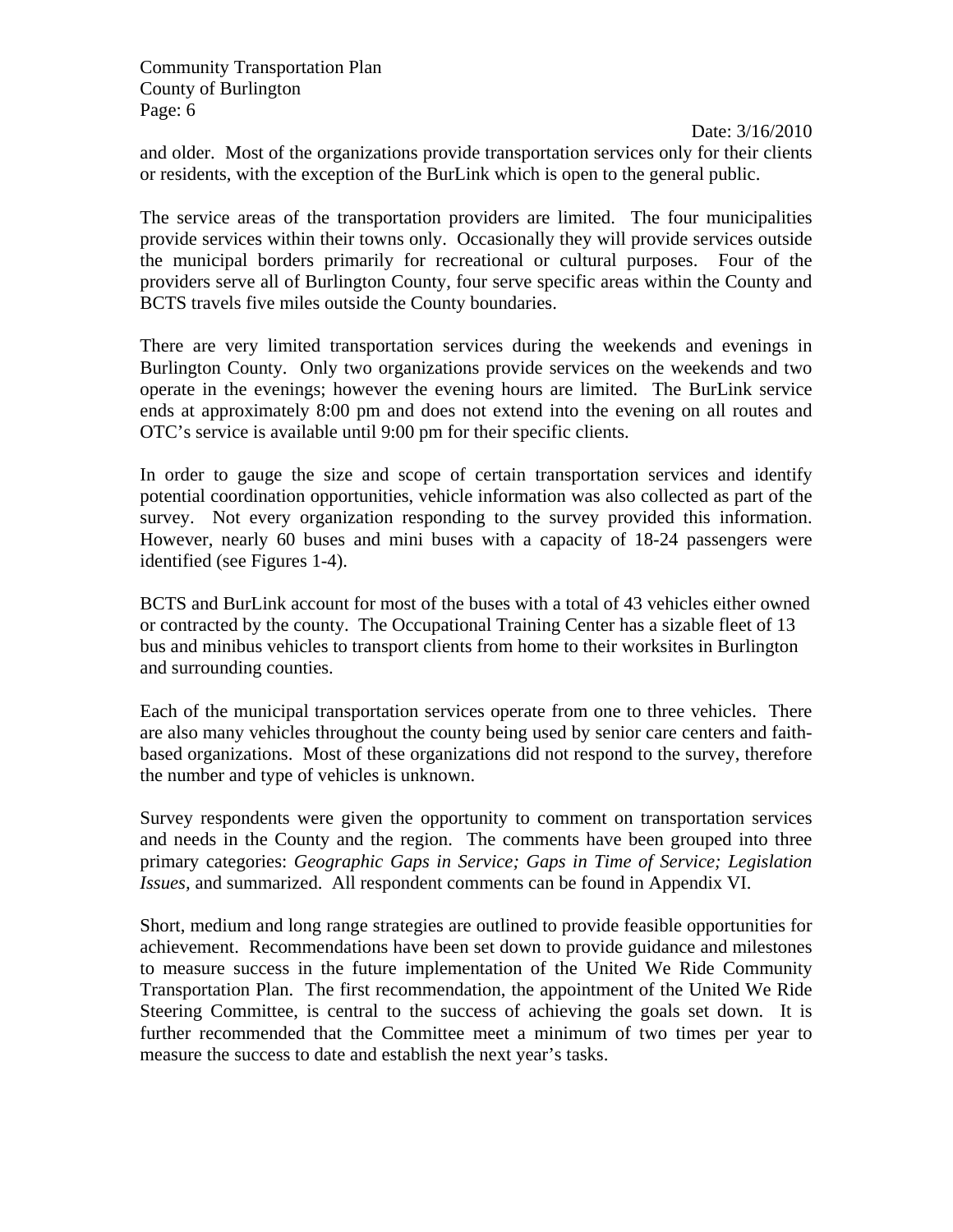and older. Most of the organizations provide transportation services only for their clients or residents, with the exception of the BurLink which is open to the general public.

The service areas of the transportation providers are limited. The four municipalities provide services within their towns only. Occasionally they will provide services outside the municipal borders primarily for recreational or cultural purposes. Four of the providers serve all of Burlington County, four serve specific areas within the County and BCTS travels five miles outside the County boundaries.

There are very limited transportation services during the weekends and evenings in Burlington County. Only two organizations provide services on the weekends and two operate in the evenings; however the evening hours are limited. The BurLink service ends at approximately 8:00 pm and does not extend into the evening on all routes and OTC's service is available until 9:00 pm for their specific clients.

In order to gauge the size and scope of certain transportation services and identify potential coordination opportunities, vehicle information was also collected as part of the survey. Not every organization responding to the survey provided this information. However, nearly 60 buses and mini buses with a capacity of 18-24 passengers were identified (see Figures 1-4).

BCTS and BurLink account for most of the buses with a total of 43 vehicles either owned or contracted by the county. The Occupational Training Center has a sizable fleet of 13 bus and minibus vehicles to transport clients from home to their worksites in Burlington and surrounding counties.

Each of the municipal transportation services operate from one to three vehicles. There are also many vehicles throughout the county being used by senior care centers and faith-based organizations. Most of these organizations did not respond to the survey, therefore the number and type of vehicles is unknown.

Survey respondents were given the opportunity to comment on transportation services and needs in the County and the region. The comments have been grouped into three primary categories: *Geographic Gaps in Service; Gaps in Time of Service; Legislation Issues,* and summarized. All respondent comments can be found in Appendix VI.

Short, medium and long range strategies are outlined to provide feasible opportunities for achievement. Recommendations have been set down to provide guidance and milestones to measure success in the future implementation of the United We Ride Community Transportation Plan. The first recommendation, the appointment of the United We Ride Steering Committee, is central to the success of achieving the goals set down. It is further recommended that the Committee meet a minimum of two times per year to measure the success to date and establish the next year's tasks.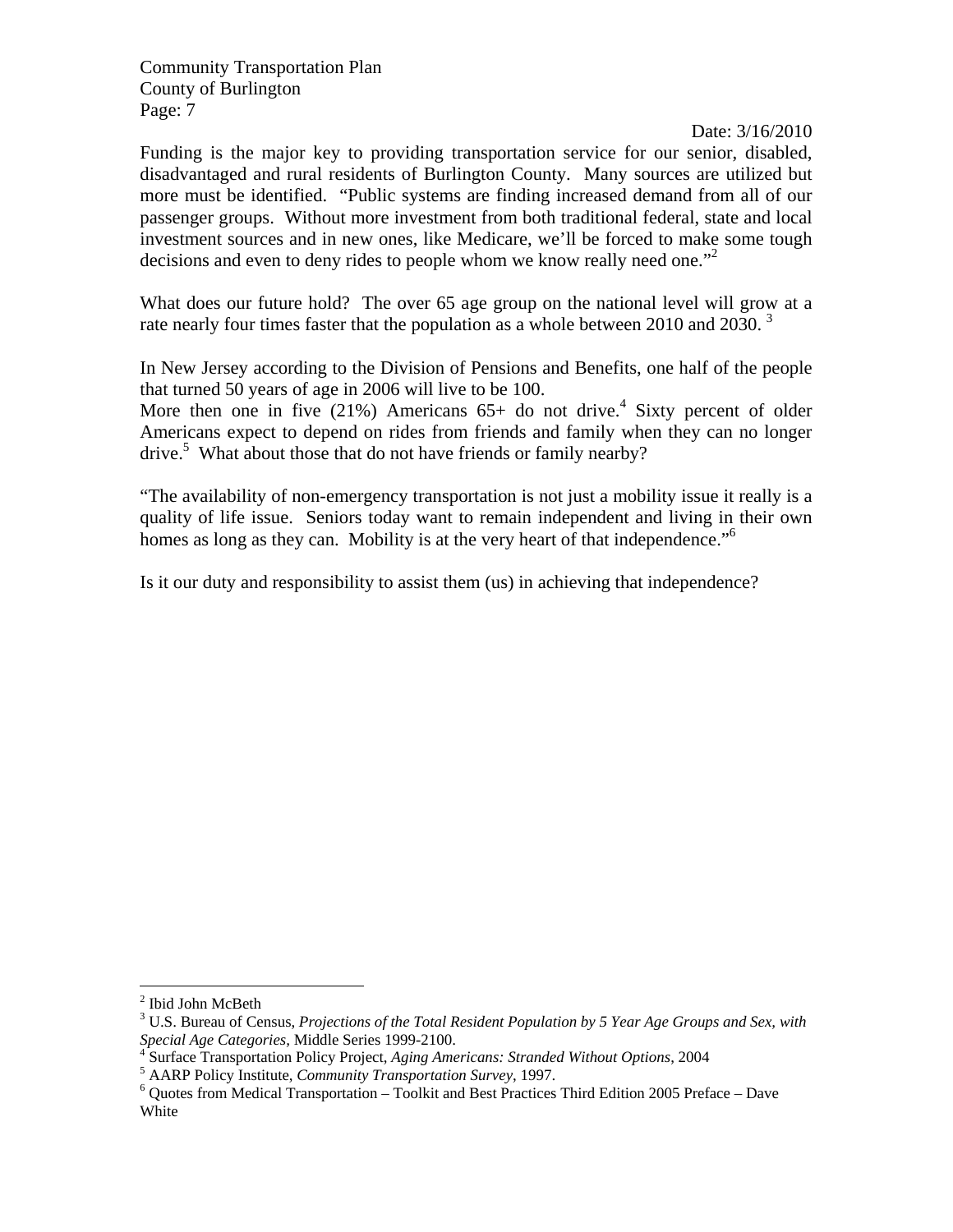Date: 3/16/2010

Funding is the major key to providing transportation service for our senior, disabled, disadvantaged and rural residents of Burlington County. Many sources are utilized but more must be identified. "Public systems are finding increased demand from all of our passenger groups. Without more investment from both traditional federal, state and local investment sources and in new ones, like Medicare, we'll be forced to make some tough decisions and even to deny rides to people whom we know really need one."[2]

What does our future hold? The over 65 age group on the national level will grow at a rate nearly four times faster that the population as a whole between 2010 and 2030. [3]

In New Jersey according to the Division of Pensions and Benefits, one half of the people that turned 50 years of age in 2006 will live to be 100.

More then one in five (21%) Americans 65+ do not drive.[4] Sixty percent of older Americans expect to depend on rides from friends and family when they can no longer drive.[5] What about those that do not have friends or family nearby?

"The availability of non-emergency transportation is not just a mobility issue it really is a quality of life issue. Seniors today want to remain independent and living in their own homes as long as they can. Mobility is at the very heart of that independence."[6]

Is it our duty and responsibility to assist them (us) in achieving that independence?

---

[2] Ibid John McBeth

[3] U.S. Bureau of Census, *Projections of the Total Resident Population by 5 Year Age Groups and Sex, with Special Age Categories*, Middle Series 1999-2100.

[4] Surface Transportation Policy Project, *Aging Americans: Stranded Without Options*, 2004

[5] AARP Policy Institute, *Community Transportation Survey*, 1997.

[6] Quotes from Medical Transportation – Toolkit and Best Practices Third Edition 2005 Preface – Dave White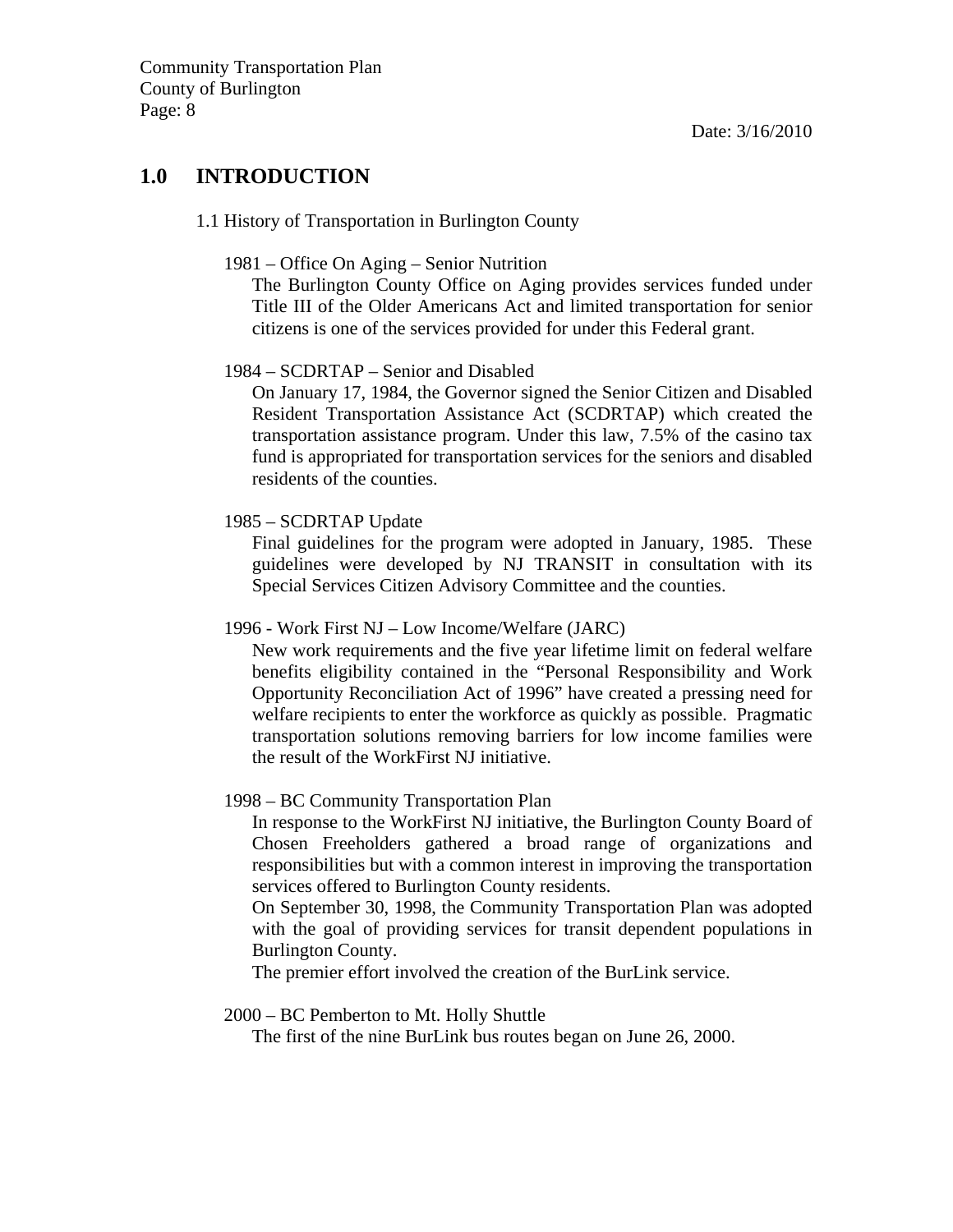# 1.0 INTRODUCTION

## 1.1 History of Transportation in Burlington County

### 1981 – Office On Aging – Senior Nutrition

The Burlington County Office on Aging provides services funded under Title III of the Older Americans Act and limited transportation for senior citizens is one of the services provided for under this Federal grant.

### 1984 – SCDRTAP – Senior and Disabled

On January 17, 1984, the Governor signed the Senior Citizen and Disabled Resident Transportation Assistance Act (SCDRTAP) which created the transportation assistance program. Under this law, 7.5% of the casino tax fund is appropriated for transportation services for the seniors and disabled residents of the counties.

### 1985 – SCDRTAP Update

Final guidelines for the program were adopted in January, 1985. These guidelines were developed by NJ TRANSIT in consultation with its Special Services Citizen Advisory Committee and the counties.

### 1996 - Work First NJ – Low Income/Welfare (JARC)

New work requirements and the five year lifetime limit on federal welfare benefits eligibility contained in the "Personal Responsibility and Work Opportunity Reconciliation Act of 1996" have created a pressing need for welfare recipients to enter the workforce as quickly as possible. Pragmatic transportation solutions removing barriers for low income families were the result of the WorkFirst NJ initiative.

### 1998 – BC Community Transportation Plan

In response to the WorkFirst NJ initiative, the Burlington County Board of Chosen Freeholders gathered a broad range of organizations and responsibilities but with a common interest in improving the transportation services offered to Burlington County residents.

On September 30, 1998, the Community Transportation Plan was adopted with the goal of providing services for transit dependent populations in Burlington County.

The premier effort involved the creation of the BurLink service.

### 2000 – BC Pemberton to Mt. Holly Shuttle

The first of the nine BurLink bus routes began on June 26, 2000.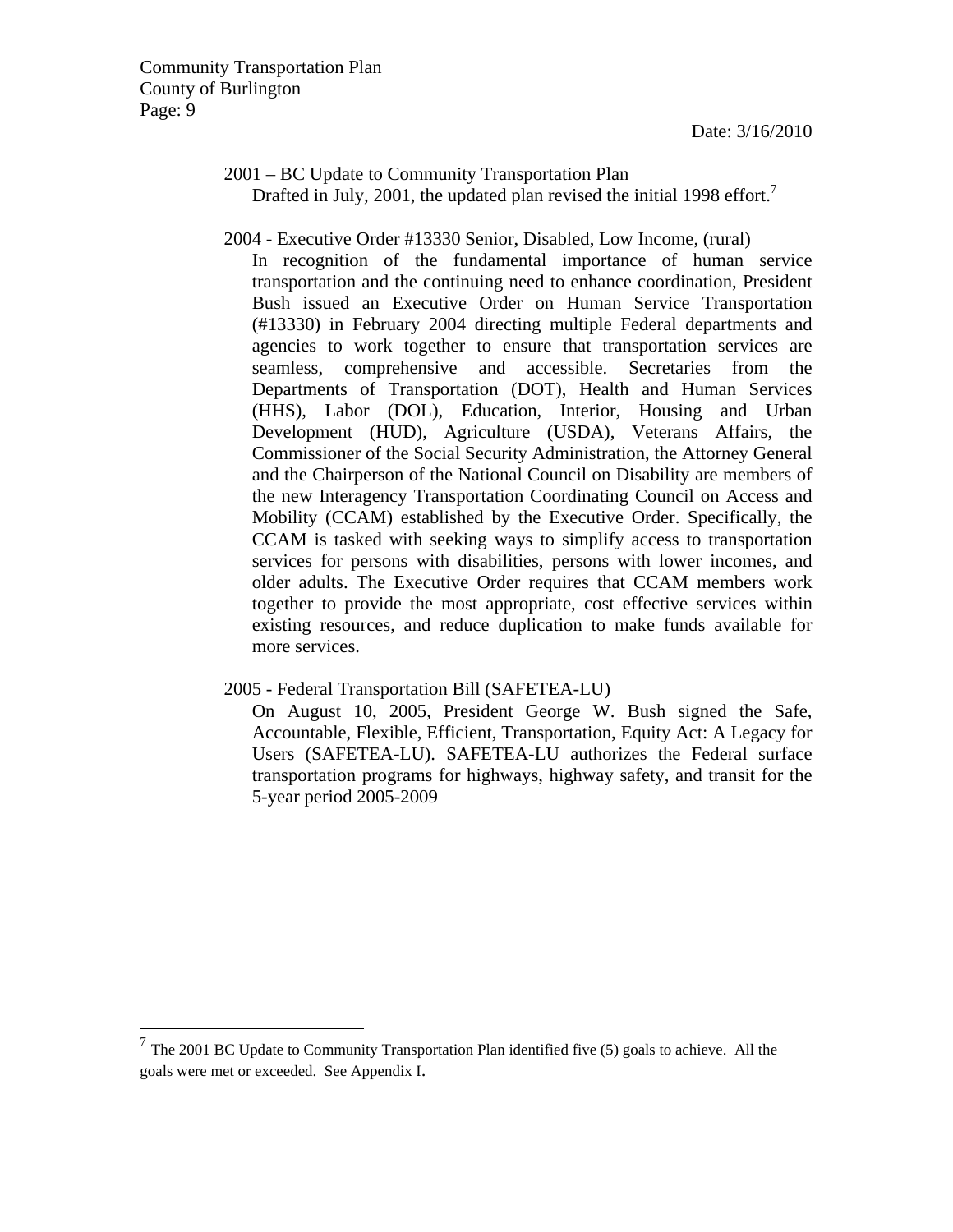2001 – BC Update to Community Transportation Plan

Drafted in July, 2001, the updated plan revised the initial 1998 effort.[7]

2004 - Executive Order #13330 Senior, Disabled, Low Income, (rural)

In recognition of the fundamental importance of human service transportation and the continuing need to enhance coordination, President Bush issued an Executive Order on Human Service Transportation (#13330) in February 2004 directing multiple Federal departments and agencies to work together to ensure that transportation services are seamless, comprehensive and accessible. Secretaries from the Departments of Transportation (DOT), Health and Human Services (HHS), Labor (DOL), Education, Interior, Housing and Urban Development (HUD), Agriculture (USDA), Veterans Affairs, the Commissioner of the Social Security Administration, the Attorney General and the Chairperson of the National Council on Disability are members of the new Interagency Transportation Coordinating Council on Access and Mobility (CCAM) established by the Executive Order. Specifically, the CCAM is tasked with seeking ways to simplify access to transportation services for persons with disabilities, persons with lower incomes, and older adults. The Executive Order requires that CCAM members work together to provide the most appropriate, cost effective services within existing resources, and reduce duplication to make funds available for more services.

2005 - Federal Transportation Bill (SAFETEA-LU)

On August 10, 2005, President George W. Bush signed the Safe, Accountable, Flexible, Efficient, Transportation, Equity Act: A Legacy for Users (SAFETEA-LU). SAFETEA-LU authorizes the Federal surface transportation programs for highways, highway safety, and transit for the 5-year period 2005-2009

---

[7] The 2001 BC Update to Community Transportation Plan identified five (5) goals to achieve. All the goals were met or exceeded. See Appendix I.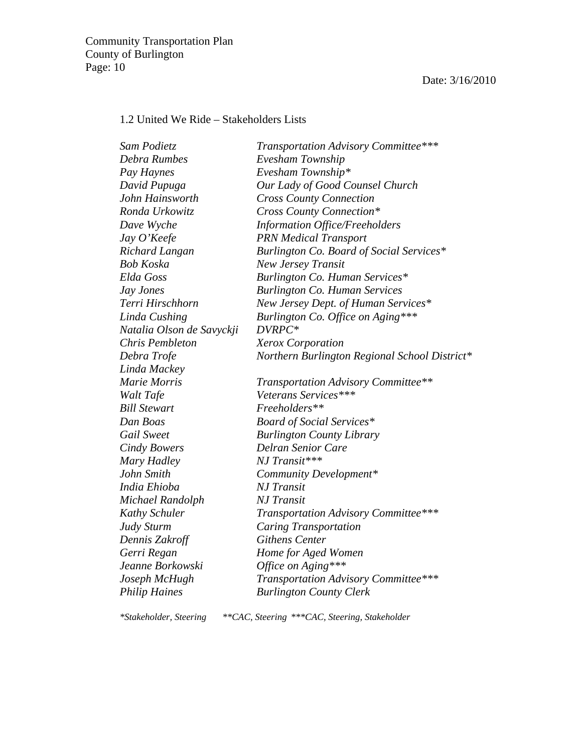## 1.2 United We Ride – Stakeholders Lists

| | |
|---|---|
| *Sam Podietz* | *Transportation Advisory Committee**** |
| *Debra Rumbes* | *Evesham Township* |
| *Pay Haynes* | *Evesham Township** |
| *David Pupuga* | *Our Lady of Good Counsel Church* |
| *John Hainsworth* | *Cross County Connection* |
| *Ronda Urkowitz* | *Cross County Connection** |
| *Dave Wyche* | *Information Office/Freeholders* |
| *Jay O'Keefe* | *PRN Medical Transport* |
| *Richard Langan* | *Burlington Co. Board of Social Services** |
| *Bob Koska* | *New Jersey Transit* |
| *Elda Goss* | *Burlington Co. Human Services** |
| *Jay Jones* | *Burlington Co. Human Services* |
| *Terri Hirschhorn* | *New Jersey Dept. of Human Services** |
| *Linda Cushing* | *Burlington Co. Office on Aging**** |
| *Natalia Olson de Savyckji* | *DVRPC** |
| *Chris Pembleton* | *Xerox Corporation* |
| *Debra Trofe* | *Northern Burlington Regional School District** |
| *Linda Mackey* | |
| *Marie Morris* | *Transportation Advisory Committee*** |
| *Walt Tafe* | *Veterans Services**** |
| *Bill Stewart* | *Freeholders*** |
| *Dan Boas* | *Board of Social Services** |
| *Gail Sweet* | *Burlington County Library* |
| *Cindy Bowers* | *Delran Senior Care* |
| *Mary Hadley* | *NJ Transit**** |
| *John Smith* | *Community Development** |
| *India Ehioba* | *NJ Transit* |
| *Michael Randolph* | *NJ Transit* |
| *Kathy Schuler* | *Transportation Advisory Committee**** |
| *Judy Sturm* | *Caring Transportation* |
| *Dennis Zakroff* | *Githens Center* |
| *Gerri Regan* | *Home for Aged Women* |
| *Jeanne Borkowski* | *Office on Aging**** |
| *Joseph McHugh* | *Transportation Advisory Committee**** |
| *Philip Haines* | *Burlington County Clerk* |

*\*Stakeholder, Steering \*\*CAC, Steering \*\*\*CAC, Steering, Stakeholder*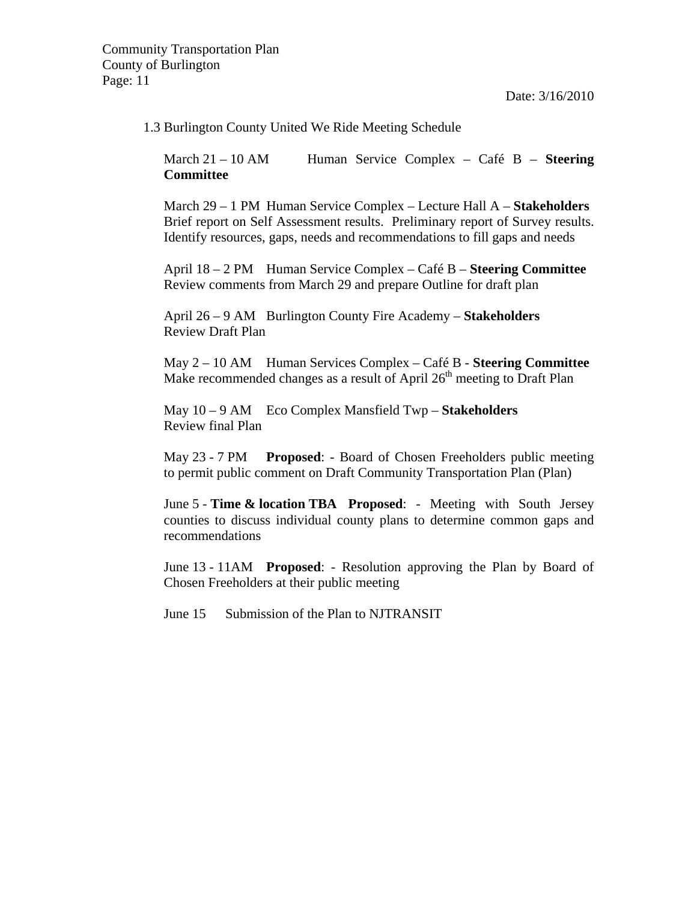### 1.3 Burlington County United We Ride Meeting Schedule

March 21 – 10 AM Human Service Complex – Café B – **Steering Committee**

March 29 – 1 PM Human Service Complex – Lecture Hall A – **Stakeholders**
Brief report on Self Assessment results. Preliminary report of Survey results. Identify resources, gaps, needs and recommendations to fill gaps and needs

April 18 – 2 PM Human Service Complex – Café B – **Steering Committee**
Review comments from March 29 and prepare Outline for draft plan

April 26 – 9 AM Burlington County Fire Academy – **Stakeholders**
Review Draft Plan

May 2 – 10 AM Human Services Complex – Café B - **Steering Committee**
Make recommended changes as a result of April 26th meeting to Draft Plan

May 10 – 9 AM Eco Complex Mansfield Twp – **Stakeholders**
Review final Plan

May 23 - 7 PM **Proposed**: - Board of Chosen Freeholders public meeting to permit public comment on Draft Community Transportation Plan (Plan)

June 5 - **Time & location TBA** **Proposed**: - Meeting with South Jersey counties to discuss individual county plans to determine common gaps and recommendations

June 13 - 11AM **Proposed**: - Resolution approving the Plan by Board of Chosen Freeholders at their public meeting

June 15 Submission of the Plan to NJTRANSIT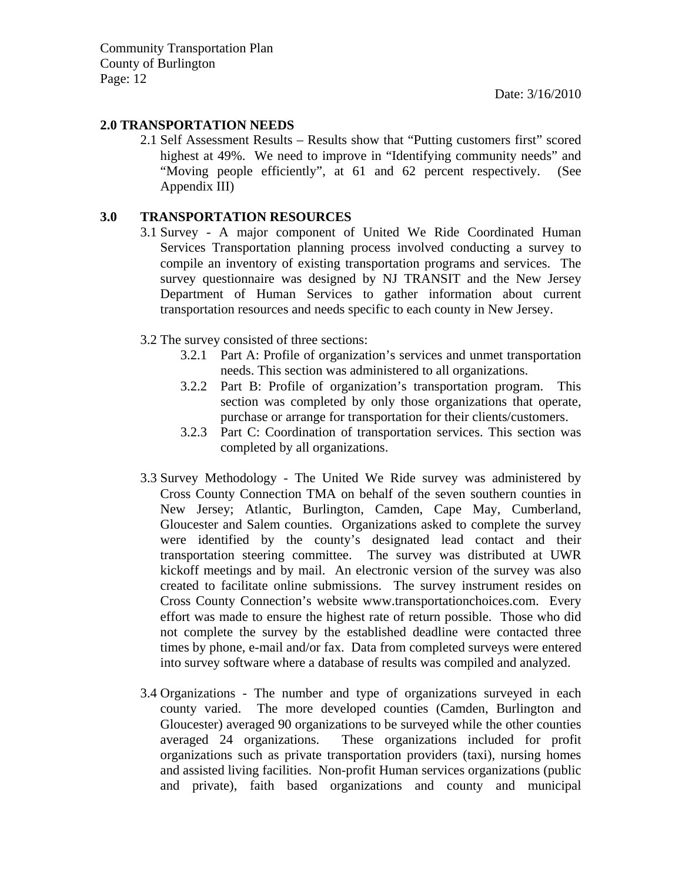## 2.0 TRANSPORTATION NEEDS

2.1 Self Assessment Results – Results show that "Putting customers first" scored highest at 49%. We need to improve in "Identifying community needs" and "Moving people efficiently", at 61 and 62 percent respectively. (See Appendix III)

## 3.0 TRANSPORTATION RESOURCES

3.1 Survey - A major component of United We Ride Coordinated Human Services Transportation planning process involved conducting a survey to compile an inventory of existing transportation programs and services. The survey questionnaire was designed by NJ TRANSIT and the New Jersey Department of Human Services to gather information about current transportation resources and needs specific to each county in New Jersey.

3.2 The survey consisted of three sections:

- 3.2.1 Part A: Profile of organization's services and unmet transportation needs. This section was administered to all organizations.
- 3.2.2 Part B: Profile of organization's transportation program. This section was completed by only those organizations that operate, purchase or arrange for transportation for their clients/customers.
- 3.2.3 Part C: Coordination of transportation services. This section was completed by all organizations.

3.3 Survey Methodology - The United We Ride survey was administered by Cross County Connection TMA on behalf of the seven southern counties in New Jersey; Atlantic, Burlington, Camden, Cape May, Cumberland, Gloucester and Salem counties. Organizations asked to complete the survey were identified by the county's designated lead contact and their transportation steering committee. The survey was distributed at UWR kickoff meetings and by mail. An electronic version of the survey was also created to facilitate online submissions. The survey instrument resides on Cross County Connection's website www.transportationchoices.com. Every effort was made to ensure the highest rate of return possible. Those who did not complete the survey by the established deadline were contacted three times by phone, e-mail and/or fax. Data from completed surveys were entered into survey software where a database of results was compiled and analyzed.

3.4 Organizations - The number and type of organizations surveyed in each county varied. The more developed counties (Camden, Burlington and Gloucester) averaged 90 organizations to be surveyed while the other counties averaged 24 organizations. These organizations included for profit organizations such as private transportation providers (taxi), nursing homes and assisted living facilities. Non-profit Human services organizations (public and private), faith based organizations and county and municipal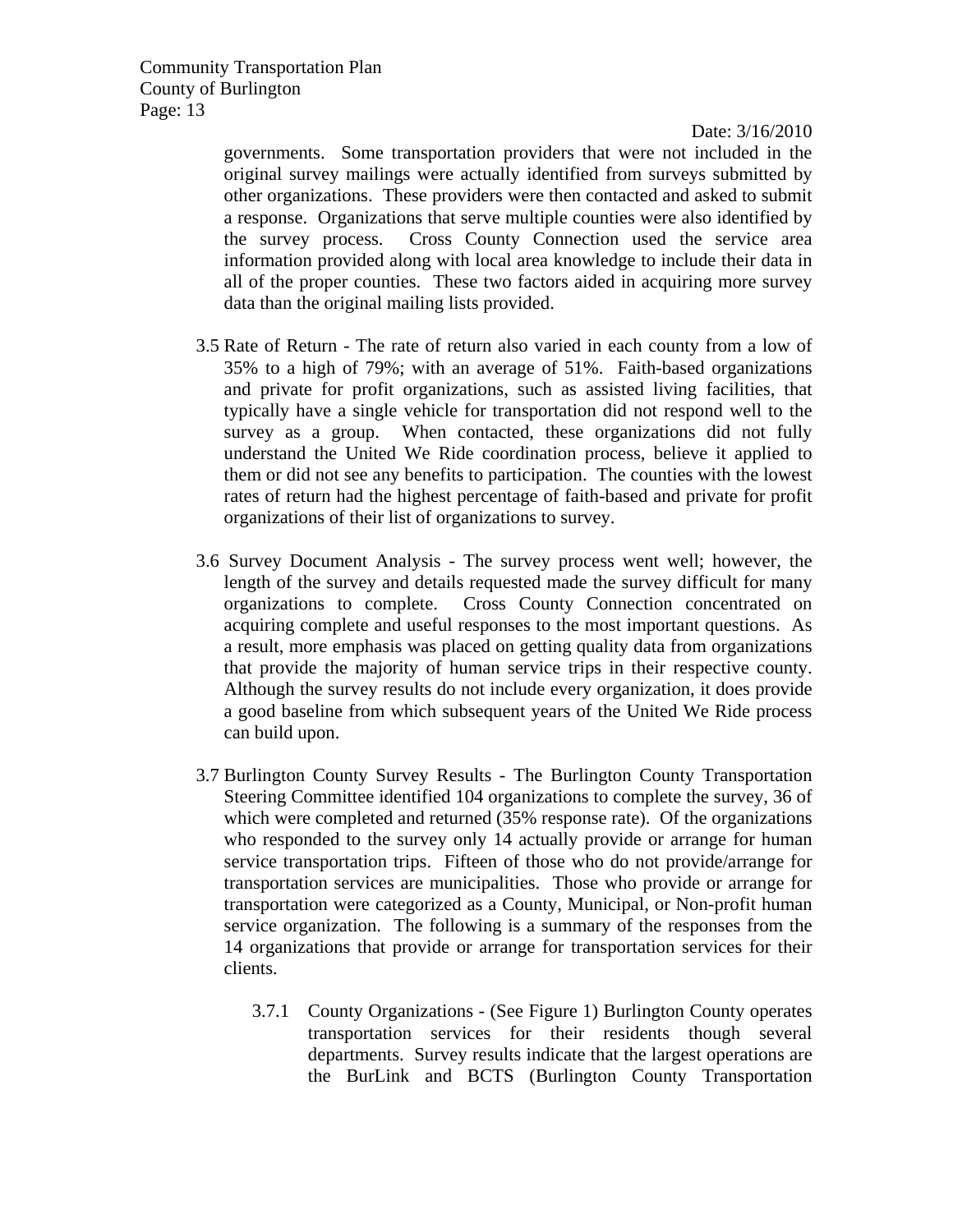governments. Some transportation providers that were not included in the original survey mailings were actually identified from surveys submitted by other organizations. These providers were then contacted and asked to submit a response. Organizations that serve multiple counties were also identified by the survey process. Cross County Connection used the service area information provided along with local area knowledge to include their data in all of the proper counties. These two factors aided in acquiring more survey data than the original mailing lists provided.

3.5 Rate of Return - The rate of return also varied in each county from a low of 35% to a high of 79%; with an average of 51%. Faith-based organizations and private for profit organizations, such as assisted living facilities, that typically have a single vehicle for transportation did not respond well to the survey as a group. When contacted, these organizations did not fully understand the United We Ride coordination process, believe it applied to them or did not see any benefits to participation. The counties with the lowest rates of return had the highest percentage of faith-based and private for profit organizations of their list of organizations to survey.

3.6 Survey Document Analysis - The survey process went well; however, the length of the survey and details requested made the survey difficult for many organizations to complete. Cross County Connection concentrated on acquiring complete and useful responses to the most important questions. As a result, more emphasis was placed on getting quality data from organizations that provide the majority of human service trips in their respective county. Although the survey results do not include every organization, it does provide a good baseline from which subsequent years of the United We Ride process can build upon.

3.7 Burlington County Survey Results - The Burlington County Transportation Steering Committee identified 104 organizations to complete the survey, 36 of which were completed and returned (35% response rate). Of the organizations who responded to the survey only 14 actually provide or arrange for human service transportation trips. Fifteen of those who do not provide/arrange for transportation services are municipalities. Those who provide or arrange for transportation were categorized as a County, Municipal, or Non-profit human service organization. The following is a summary of the responses from the 14 organizations that provide or arrange for transportation services for their clients.

3.7.1 County Organizations - (See Figure 1) Burlington County operates transportation services for their residents though several departments. Survey results indicate that the largest operations are the BurLink and BCTS (Burlington County Transportation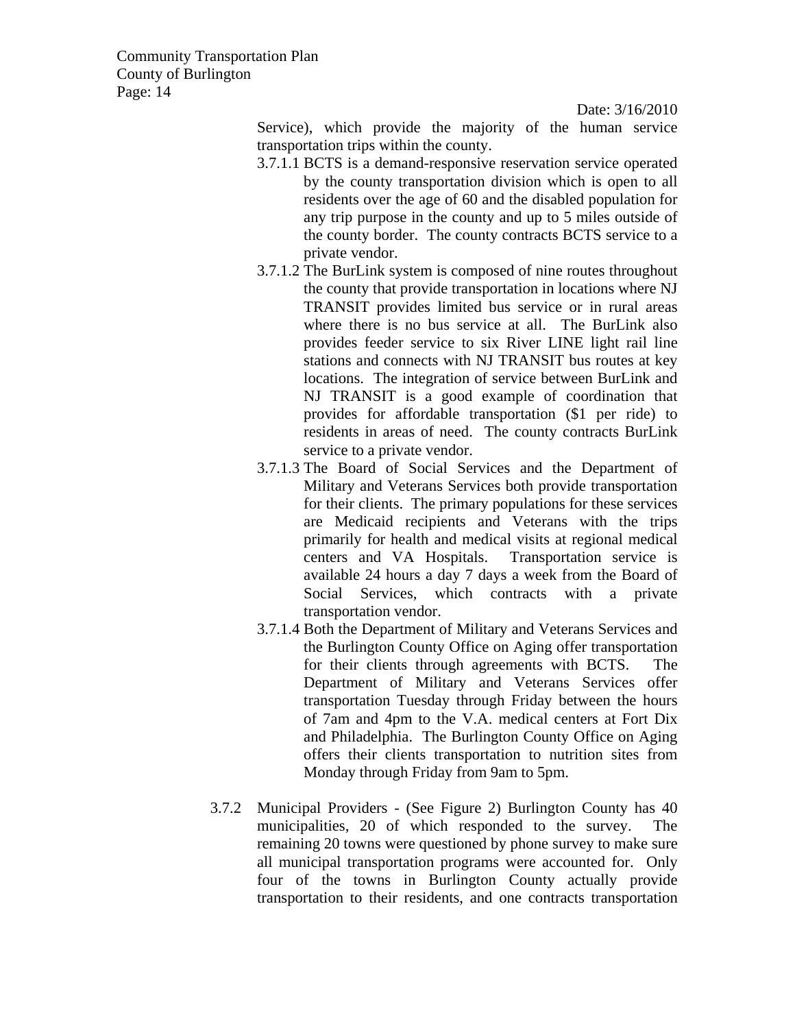Service), which provide the majority of the human service transportation trips within the county.

3.7.1.1 BCTS is a demand-responsive reservation service operated by the county transportation division which is open to all residents over the age of 60 and the disabled population for any trip purpose in the county and up to 5 miles outside of the county border. The county contracts BCTS service to a private vendor.

3.7.1.2 The BurLink system is composed of nine routes throughout the county that provide transportation in locations where NJ TRANSIT provides limited bus service or in rural areas where there is no bus service at all. The BurLink also provides feeder service to six River LINE light rail line stations and connects with NJ TRANSIT bus routes at key locations. The integration of service between BurLink and NJ TRANSIT is a good example of coordination that provides for affordable transportation ($1 per ride) to residents in areas of need. The county contracts BurLink service to a private vendor.

3.7.1.3 The Board of Social Services and the Department of Military and Veterans Services both provide transportation for their clients. The primary populations for these services are Medicaid recipients and Veterans with the trips primarily for health and medical visits at regional medical centers and VA Hospitals. Transportation service is available 24 hours a day 7 days a week from the Board of Social Services, which contracts with a private transportation vendor.

3.7.1.4 Both the Department of Military and Veterans Services and the Burlington County Office on Aging offer transportation for their clients through agreements with BCTS. The Department of Military and Veterans Services offer transportation Tuesday through Friday between the hours of 7am and 4pm to the V.A. medical centers at Fort Dix and Philadelphia. The Burlington County Office on Aging offers their clients transportation to nutrition sites from Monday through Friday from 9am to 5pm.

3.7.2 Municipal Providers - (See Figure 2) Burlington County has 40 municipalities, 20 of which responded to the survey. The remaining 20 towns were questioned by phone survey to make sure all municipal transportation programs were accounted for. Only four of the towns in Burlington County actually provide transportation to their residents, and one contracts transportation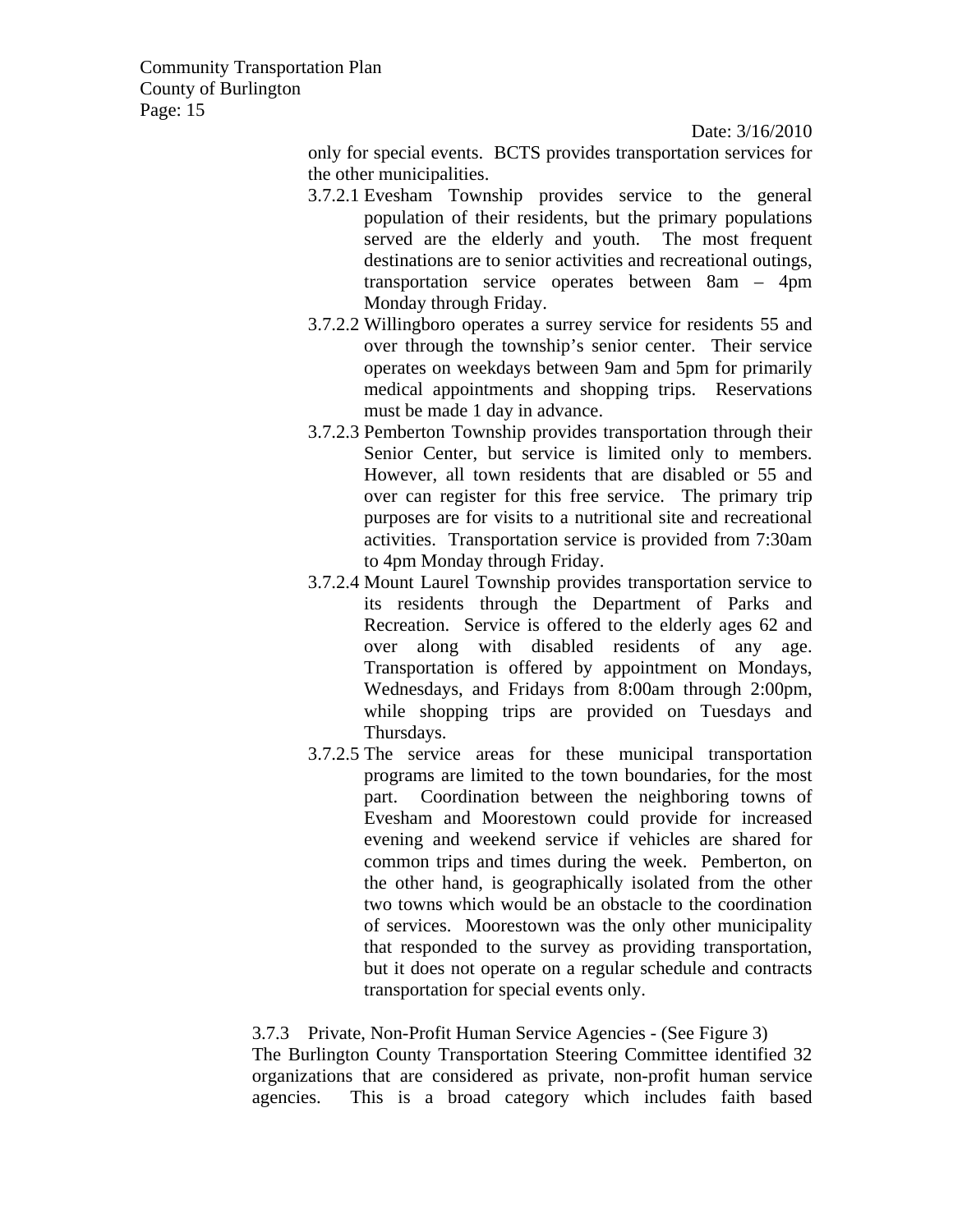only for special events. BCTS provides transportation services for the other municipalities.

3.7.2.1 Evesham Township provides service to the general population of their residents, but the primary populations served are the elderly and youth. The most frequent destinations are to senior activities and recreational outings, transportation service operates between 8am – 4pm Monday through Friday.

3.7.2.2 Willingboro operates a surrey service for residents 55 and over through the township's senior center. Their service operates on weekdays between 9am and 5pm for primarily medical appointments and shopping trips. Reservations must be made 1 day in advance.

3.7.2.3 Pemberton Township provides transportation through their Senior Center, but service is limited only to members. However, all town residents that are disabled or 55 and over can register for this free service. The primary trip purposes are for visits to a nutritional site and recreational activities. Transportation service is provided from 7:30am to 4pm Monday through Friday.

3.7.2.4 Mount Laurel Township provides transportation service to its residents through the Department of Parks and Recreation. Service is offered to the elderly ages 62 and over along with disabled residents of any age. Transportation is offered by appointment on Mondays, Wednesdays, and Fridays from 8:00am through 2:00pm, while shopping trips are provided on Tuesdays and Thursdays.

3.7.2.5 The service areas for these municipal transportation programs are limited to the town boundaries, for the most part. Coordination between the neighboring towns of Evesham and Moorestown could provide for increased evening and weekend service if vehicles are shared for common trips and times during the week. Pemberton, on the other hand, is geographically isolated from the other two towns which would be an obstacle to the coordination of services. Moorestown was the only other municipality that responded to the survey as providing transportation, but it does not operate on a regular schedule and contracts transportation for special events only.

### 3.7.3 Private, Non-Profit Human Service Agencies - (See Figure 3)

The Burlington County Transportation Steering Committee identified 32 organizations that are considered as private, non-profit human service agencies. This is a broad category which includes faith based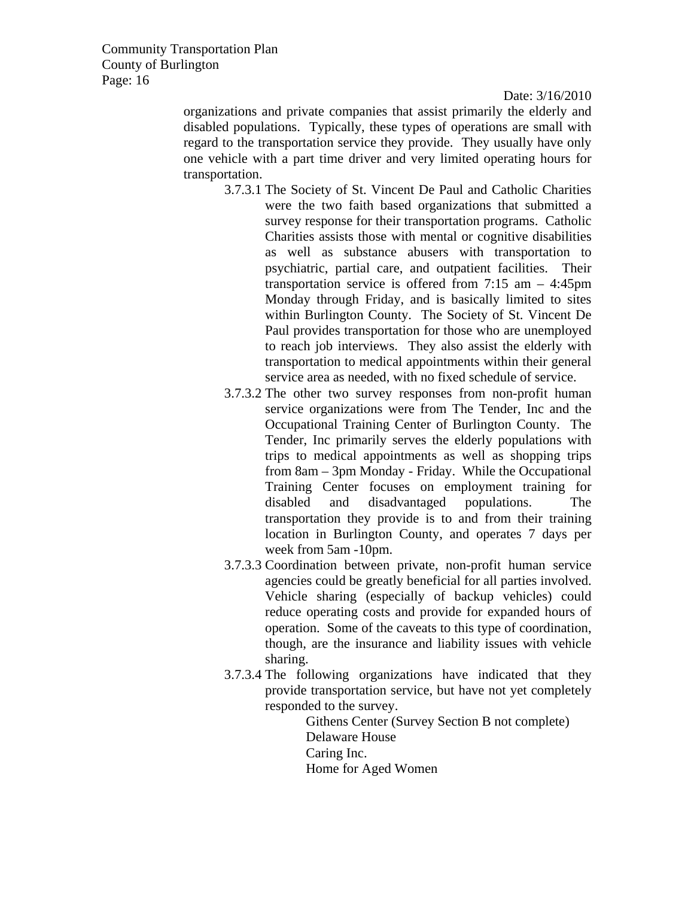organizations and private companies that assist primarily the elderly and disabled populations. Typically, these types of operations are small with regard to the transportation service they provide. They usually have only one vehicle with a part time driver and very limited operating hours for transportation.

3.7.3.1 The Society of St. Vincent De Paul and Catholic Charities were the two faith based organizations that submitted a survey response for their transportation programs. Catholic Charities assists those with mental or cognitive disabilities as well as substance abusers with transportation to psychiatric, partial care, and outpatient facilities. Their transportation service is offered from 7:15 am – 4:45pm Monday through Friday, and is basically limited to sites within Burlington County. The Society of St. Vincent De Paul provides transportation for those who are unemployed to reach job interviews. They also assist the elderly with transportation to medical appointments within their general service area as needed, with no fixed schedule of service.

3.7.3.2 The other two survey responses from non-profit human service organizations were from The Tender, Inc and the Occupational Training Center of Burlington County. The Tender, Inc primarily serves the elderly populations with trips to medical appointments as well as shopping trips from 8am – 3pm Monday - Friday. While the Occupational Training Center focuses on employment training for disabled and disadvantaged populations. The transportation they provide is to and from their training location in Burlington County, and operates 7 days per week from 5am -10pm.

3.7.3.3 Coordination between private, non-profit human service agencies could be greatly beneficial for all parties involved. Vehicle sharing (especially of backup vehicles) could reduce operating costs and provide for expanded hours of operation. Some of the caveats to this type of coordination, though, are the insurance and liability issues with vehicle sharing.

3.7.3.4 The following organizations have indicated that they provide transportation service, but have not yet completely responded to the survey.

- Githens Center (Survey Section B not complete)
- Delaware House
- Caring Inc.
- Home for Aged Women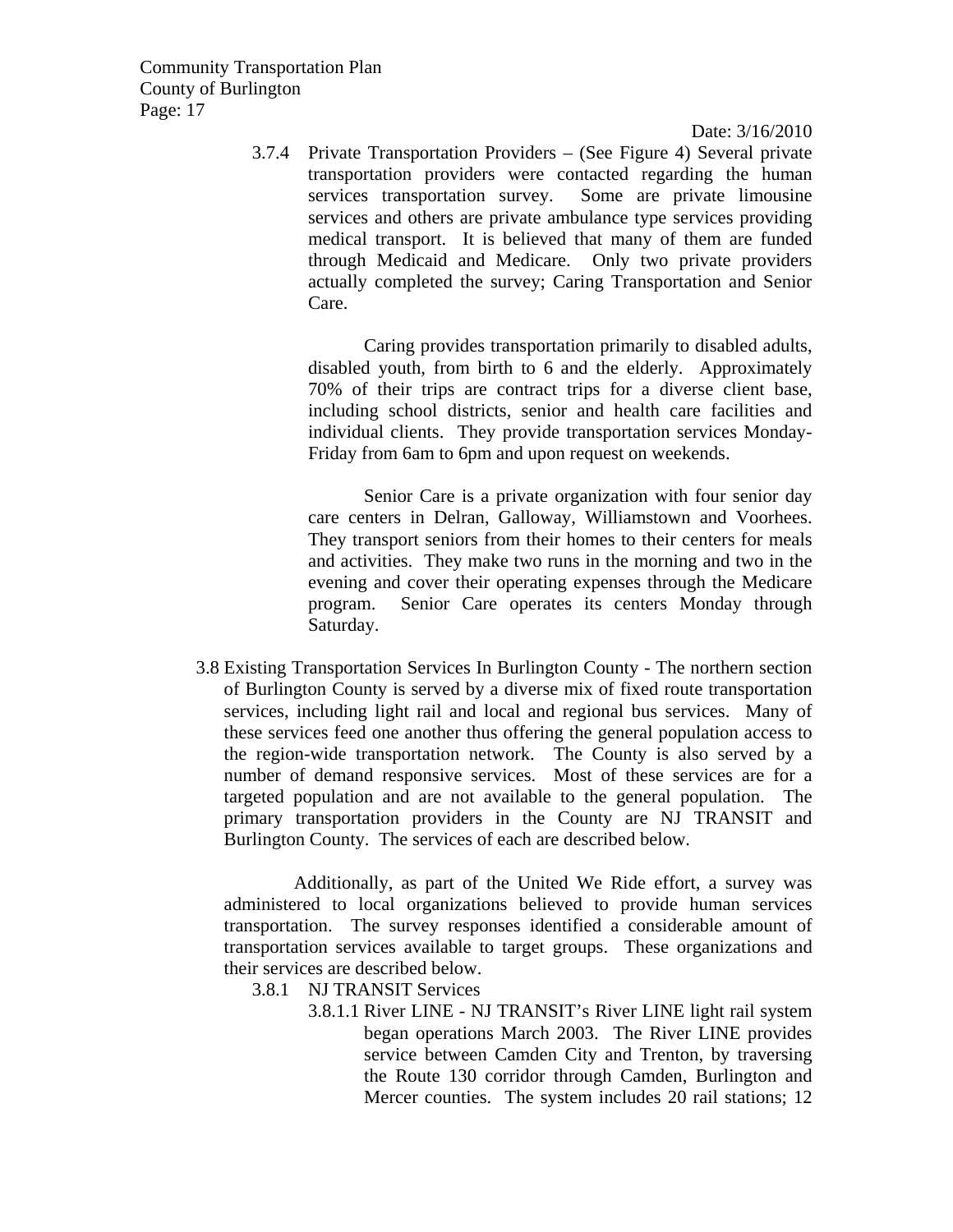3.7.4 Private Transportation Providers – (See Figure 4) Several private transportation providers were contacted regarding the human services transportation survey. Some are private limousine services and others are private ambulance type services providing medical transport. It is believed that many of them are funded through Medicaid and Medicare. Only two private providers actually completed the survey; Caring Transportation and Senior Care.

Caring provides transportation primarily to disabled adults, disabled youth, from birth to 6 and the elderly. Approximately 70% of their trips are contract trips for a diverse client base, including school districts, senior and health care facilities and individual clients. They provide transportation services Monday-Friday from 6am to 6pm and upon request on weekends.

Senior Care is a private organization with four senior day care centers in Delran, Galloway, Williamstown and Voorhees. They transport seniors from their homes to their centers for meals and activities. They make two runs in the morning and two in the evening and cover their operating expenses through the Medicare program. Senior Care operates its centers Monday through Saturday.

3.8 Existing Transportation Services In Burlington County - The northern section of Burlington County is served by a diverse mix of fixed route transportation services, including light rail and local and regional bus services. Many of these services feed one another thus offering the general population access to the region-wide transportation network. The County is also served by a number of demand responsive services. Most of these services are for a targeted population and are not available to the general population. The primary transportation providers in the County are NJ TRANSIT and Burlington County. The services of each are described below.

Additionally, as part of the United We Ride effort, a survey was administered to local organizations believed to provide human services transportation. The survey responses identified a considerable amount of transportation services available to target groups. These organizations and their services are described below.

3.8.1 NJ TRANSIT Services

3.8.1.1 River LINE - NJ TRANSIT's River LINE light rail system began operations March 2003. The River LINE provides service between Camden City and Trenton, by traversing the Route 130 corridor through Camden, Burlington and Mercer counties. The system includes 20 rail stations; 12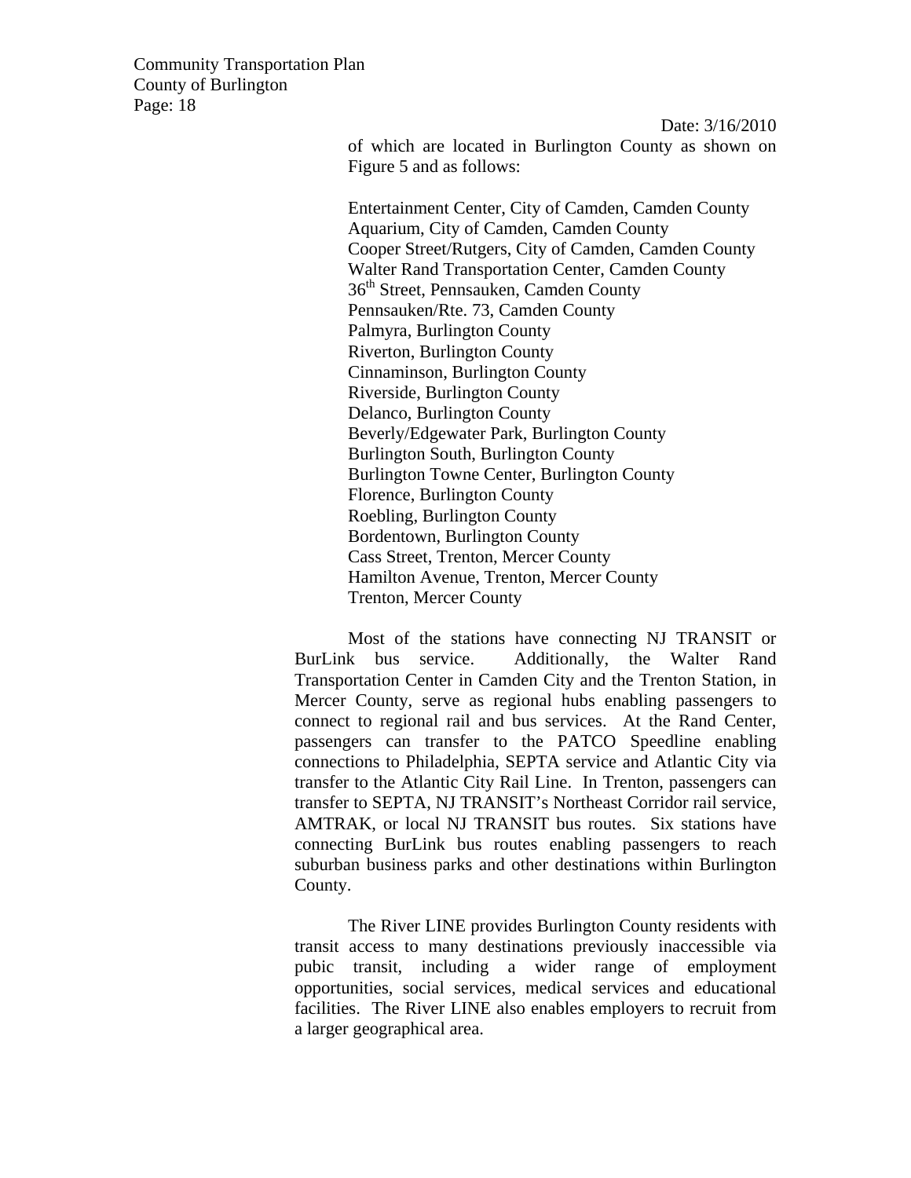of which are located in Burlington County as shown on Figure 5 and as follows:

Entertainment Center, City of Camden, Camden County
Aquarium, City of Camden, Camden County
Cooper Street/Rutgers, City of Camden, Camden County
Walter Rand Transportation Center, Camden County
36th Street, Pennsauken, Camden County
Pennsauken/Rte. 73, Camden County
Palmyra, Burlington County
Riverton, Burlington County
Cinnaminson, Burlington County
Riverside, Burlington County
Delanco, Burlington County
Beverly/Edgewater Park, Burlington County
Burlington South, Burlington County
Burlington Towne Center, Burlington County
Florence, Burlington County
Roebling, Burlington County
Bordentown, Burlington County
Cass Street, Trenton, Mercer County
Hamilton Avenue, Trenton, Mercer County
Trenton, Mercer County

Most of the stations have connecting NJ TRANSIT or BurLink bus service. Additionally, the Walter Rand Transportation Center in Camden City and the Trenton Station, in Mercer County, serve as regional hubs enabling passengers to connect to regional rail and bus services. At the Rand Center, passengers can transfer to the PATCO Speedline enabling connections to Philadelphia, SEPTA service and Atlantic City via transfer to the Atlantic City Rail Line. In Trenton, passengers can transfer to SEPTA, NJ TRANSIT's Northeast Corridor rail service, AMTRAK, or local NJ TRANSIT bus routes. Six stations have connecting BurLink bus routes enabling passengers to reach suburban business parks and other destinations within Burlington County.

The River LINE provides Burlington County residents with transit access to many destinations previously inaccessible via pubic transit, including a wider range of employment opportunities, social services, medical services and educational facilities. The River LINE also enables employers to recruit from a larger geographical area.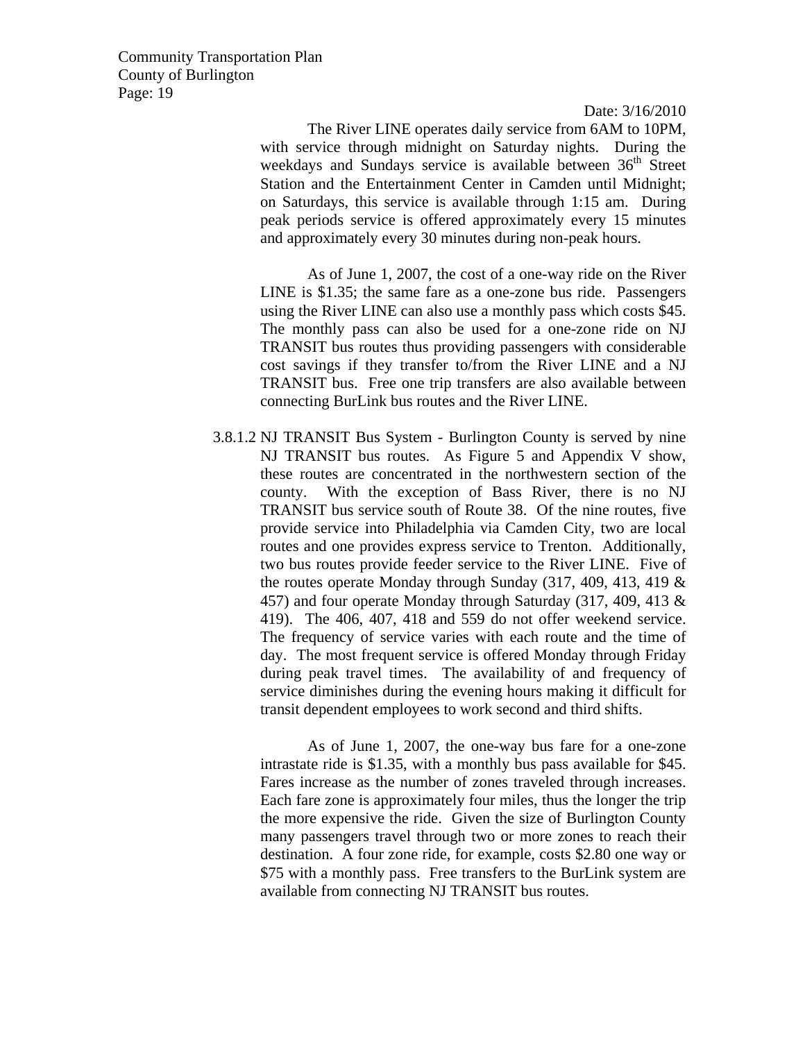The River LINE operates daily service from 6AM to 10PM, with service through midnight on Saturday nights. During the weekdays and Sundays service is available between 36th Street Station and the Entertainment Center in Camden until Midnight; on Saturdays, this service is available through 1:15 am. During peak periods service is offered approximately every 15 minutes and approximately every 30 minutes during non-peak hours.

As of June 1, 2007, the cost of a one-way ride on the River LINE is $1.35; the same fare as a one-zone bus ride. Passengers using the River LINE can also use a monthly pass which costs $45. The monthly pass can also be used for a one-zone ride on NJ TRANSIT bus routes thus providing passengers with considerable cost savings if they transfer to/from the River LINE and a NJ TRANSIT bus. Free one trip transfers are also available between connecting BurLink bus routes and the River LINE.

3.8.1.2 NJ TRANSIT Bus System - Burlington County is served by nine NJ TRANSIT bus routes. As Figure 5 and Appendix V show, these routes are concentrated in the northwestern section of the county. With the exception of Bass River, there is no NJ TRANSIT bus service south of Route 38. Of the nine routes, five provide service into Philadelphia via Camden City, two are local routes and one provides express service to Trenton. Additionally, two bus routes provide feeder service to the River LINE. Five of the routes operate Monday through Sunday (317, 409, 413, 419 & 457) and four operate Monday through Saturday (317, 409, 413 & 419). The 406, 407, 418 and 559 do not offer weekend service. The frequency of service varies with each route and the time of day. The most frequent service is offered Monday through Friday during peak travel times. The availability of and frequency of service diminishes during the evening hours making it difficult for transit dependent employees to work second and third shifts.

As of June 1, 2007, the one-way bus fare for a one-zone intrastate ride is $1.35, with a monthly bus pass available for $45. Fares increase as the number of zones traveled through increases. Each fare zone is approximately four miles, thus the longer the trip the more expensive the ride. Given the size of Burlington County many passengers travel through two or more zones to reach their destination. A four zone ride, for example, costs $2.80 one way or $75 with a monthly pass. Free transfers to the BurLink system are available from connecting NJ TRANSIT bus routes.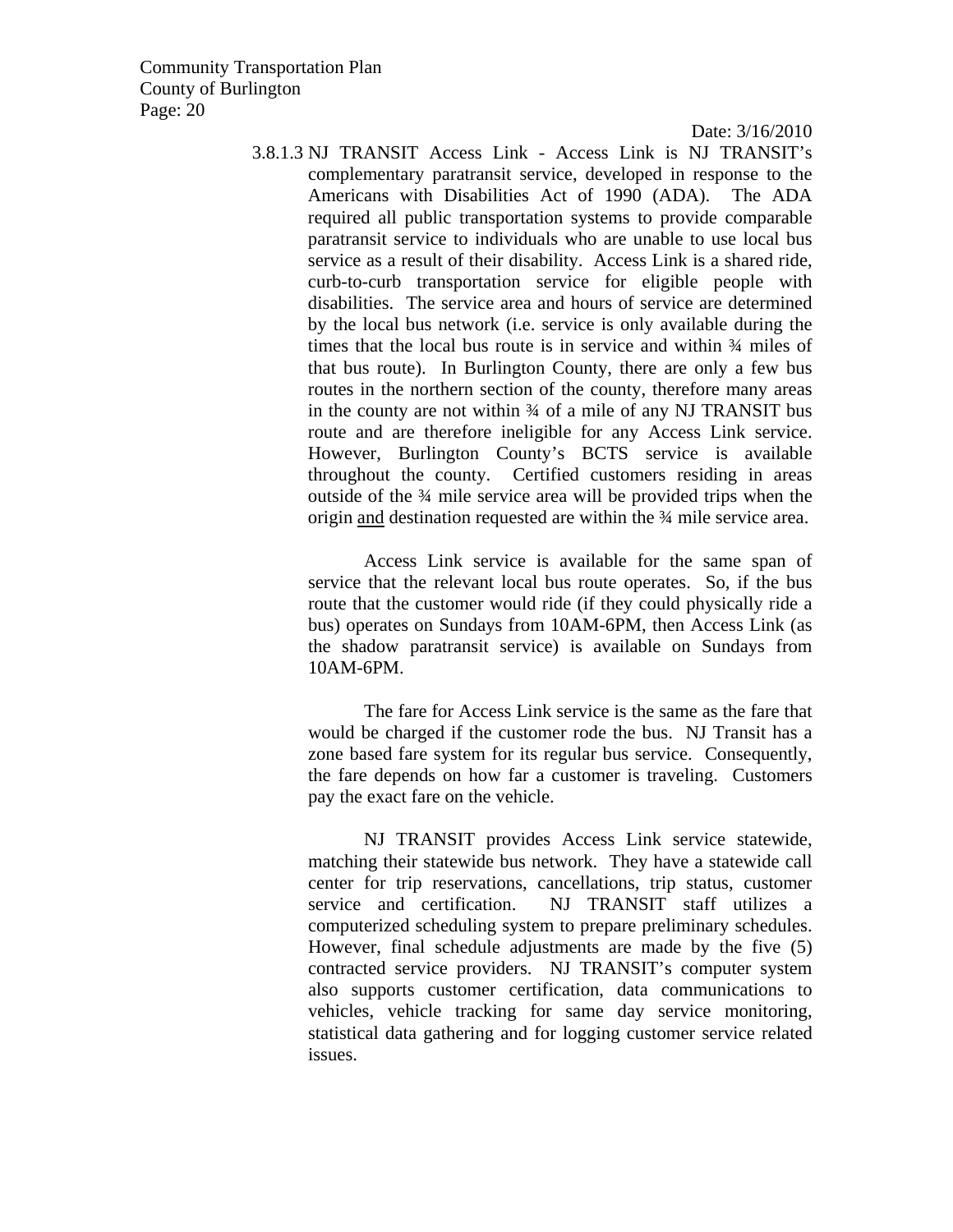3.8.1.3 NJ TRANSIT Access Link - Access Link is NJ TRANSIT's complementary paratransit service, developed in response to the Americans with Disabilities Act of 1990 (ADA). The ADA required all public transportation systems to provide comparable paratransit service to individuals who are unable to use local bus service as a result of their disability. Access Link is a shared ride, curb-to-curb transportation service for eligible people with disabilities. The service area and hours of service are determined by the local bus network (i.e. service is only available during the times that the local bus route is in service and within ¾ miles of that bus route). In Burlington County, there are only a few bus routes in the northern section of the county, therefore many areas in the county are not within ¾ of a mile of any NJ TRANSIT bus route and are therefore ineligible for any Access Link service. However, Burlington County's BCTS service is available throughout the county. Certified customers residing in areas outside of the ¾ mile service area will be provided trips when the origin <u>and</u> destination requested are within the ¾ mile service area.

Access Link service is available for the same span of service that the relevant local bus route operates. So, if the bus route that the customer would ride (if they could physically ride a bus) operates on Sundays from 10AM-6PM, then Access Link (as the shadow paratransit service) is available on Sundays from 10AM-6PM.

The fare for Access Link service is the same as the fare that would be charged if the customer rode the bus. NJ Transit has a zone based fare system for its regular bus service. Consequently, the fare depends on how far a customer is traveling. Customers pay the exact fare on the vehicle.

NJ TRANSIT provides Access Link service statewide, matching their statewide bus network. They have a statewide call center for trip reservations, cancellations, trip status, customer service and certification. NJ TRANSIT staff utilizes a computerized scheduling system to prepare preliminary schedules. However, final schedule adjustments are made by the five (5) contracted service providers. NJ TRANSIT's computer system also supports customer certification, data communications to vehicles, vehicle tracking for same day service monitoring, statistical data gathering and for logging customer service related issues.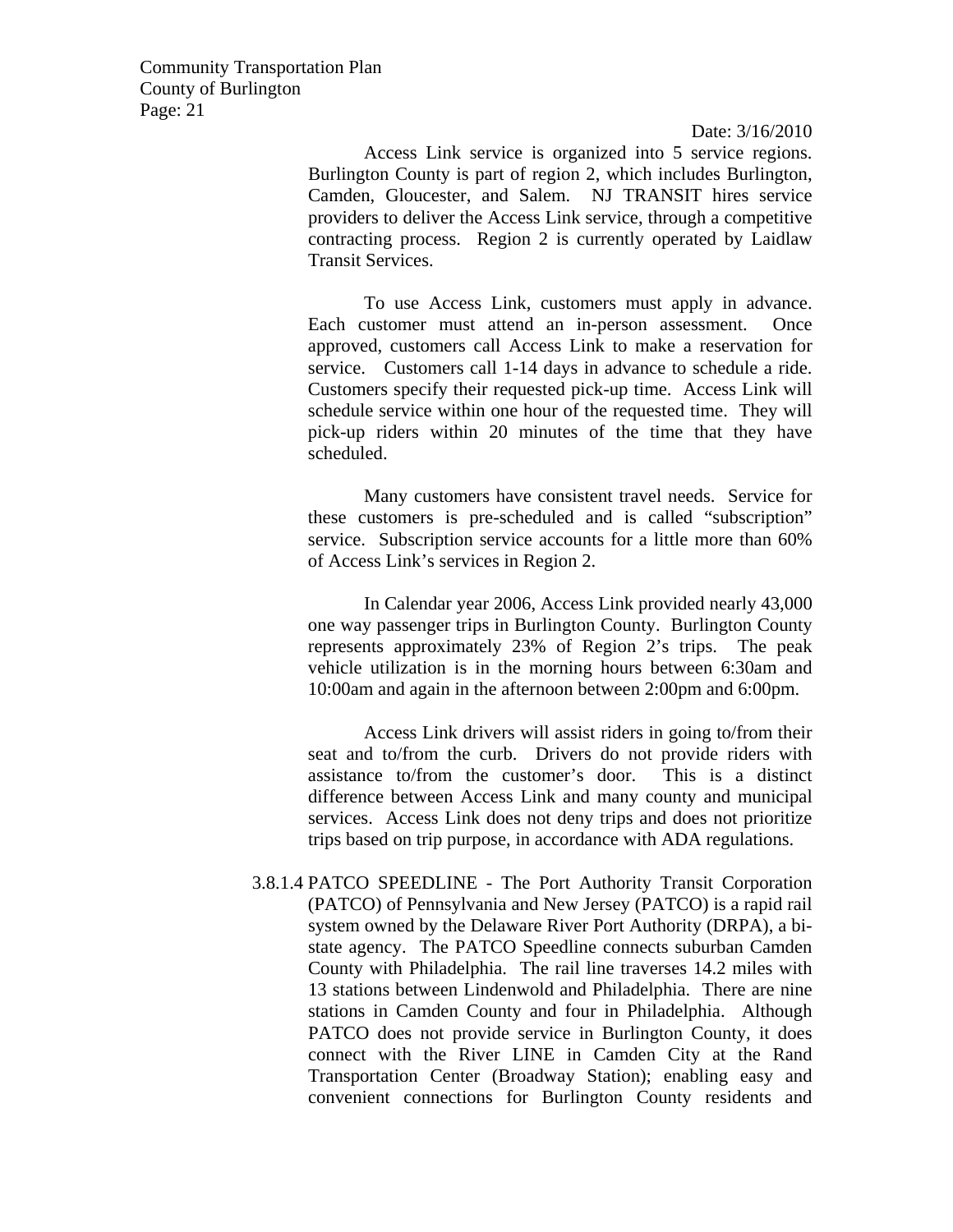Access Link service is organized into 5 service regions. Burlington County is part of region 2, which includes Burlington, Camden, Gloucester, and Salem. NJ TRANSIT hires service providers to deliver the Access Link service, through a competitive contracting process. Region 2 is currently operated by Laidlaw Transit Services.

To use Access Link, customers must apply in advance. Each customer must attend an in-person assessment. Once approved, customers call Access Link to make a reservation for service. Customers call 1-14 days in advance to schedule a ride. Customers specify their requested pick-up time. Access Link will schedule service within one hour of the requested time. They will pick-up riders within 20 minutes of the time that they have scheduled.

Many customers have consistent travel needs. Service for these customers is pre-scheduled and is called "subscription" service. Subscription service accounts for a little more than 60% of Access Link's services in Region 2.

In Calendar year 2006, Access Link provided nearly 43,000 one way passenger trips in Burlington County. Burlington County represents approximately 23% of Region 2's trips. The peak vehicle utilization is in the morning hours between 6:30am and 10:00am and again in the afternoon between 2:00pm and 6:00pm.

Access Link drivers will assist riders in going to/from their seat and to/from the curb. Drivers do not provide riders with assistance to/from the customer's door. This is a distinct difference between Access Link and many county and municipal services. Access Link does not deny trips and does not prioritize trips based on trip purpose, in accordance with ADA regulations.

3.8.1.4 PATCO SPEEDLINE - The Port Authority Transit Corporation (PATCO) of Pennsylvania and New Jersey (PATCO) is a rapid rail system owned by the Delaware River Port Authority (DRPA), a bi-state agency. The PATCO Speedline connects suburban Camden County with Philadelphia. The rail line traverses 14.2 miles with 13 stations between Lindenwold and Philadelphia. There are nine stations in Camden County and four in Philadelphia. Although PATCO does not provide service in Burlington County, it does connect with the River LINE in Camden City at the Rand Transportation Center (Broadway Station); enabling easy and convenient connections for Burlington County residents and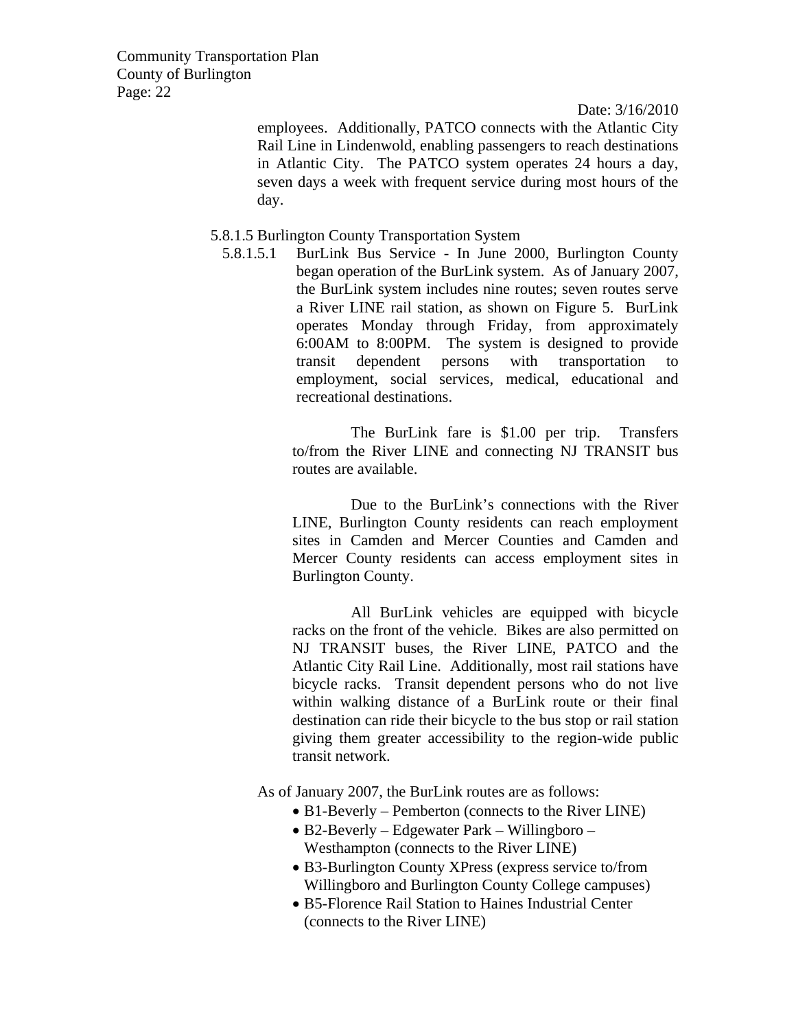employees. Additionally, PATCO connects with the Atlantic City Rail Line in Lindenwold, enabling passengers to reach destinations in Atlantic City. The PATCO system operates 24 hours a day, seven days a week with frequent service during most hours of the day.

5.8.1.5 Burlington County Transportation System

5.8.1.5.1 BurLink Bus Service - In June 2000, Burlington County began operation of the BurLink system. As of January 2007, the BurLink system includes nine routes; seven routes serve a River LINE rail station, as shown on Figure 5. BurLink operates Monday through Friday, from approximately 6:00AM to 8:00PM. The system is designed to provide transit dependent persons with transportation to employment, social services, medical, educational and recreational destinations.

The BurLink fare is $1.00 per trip. Transfers to/from the River LINE and connecting NJ TRANSIT bus routes are available.

Due to the BurLink's connections with the River LINE, Burlington County residents can reach employment sites in Camden and Mercer Counties and Camden and Mercer County residents can access employment sites in Burlington County.

All BurLink vehicles are equipped with bicycle racks on the front of the vehicle. Bikes are also permitted on NJ TRANSIT buses, the River LINE, PATCO and the Atlantic City Rail Line. Additionally, most rail stations have bicycle racks. Transit dependent persons who do not live within walking distance of a BurLink route or their final destination can ride their bicycle to the bus stop or rail station giving them greater accessibility to the region-wide public transit network.

As of January 2007, the BurLink routes are as follows:

- B1-Beverly – Pemberton (connects to the River LINE)
- B2-Beverly – Edgewater Park – Willingboro – Westhampton (connects to the River LINE)
- B3-Burlington County XPress (express service to/from Willingboro and Burlington County College campuses)
- B5-Florence Rail Station to Haines Industrial Center (connects to the River LINE)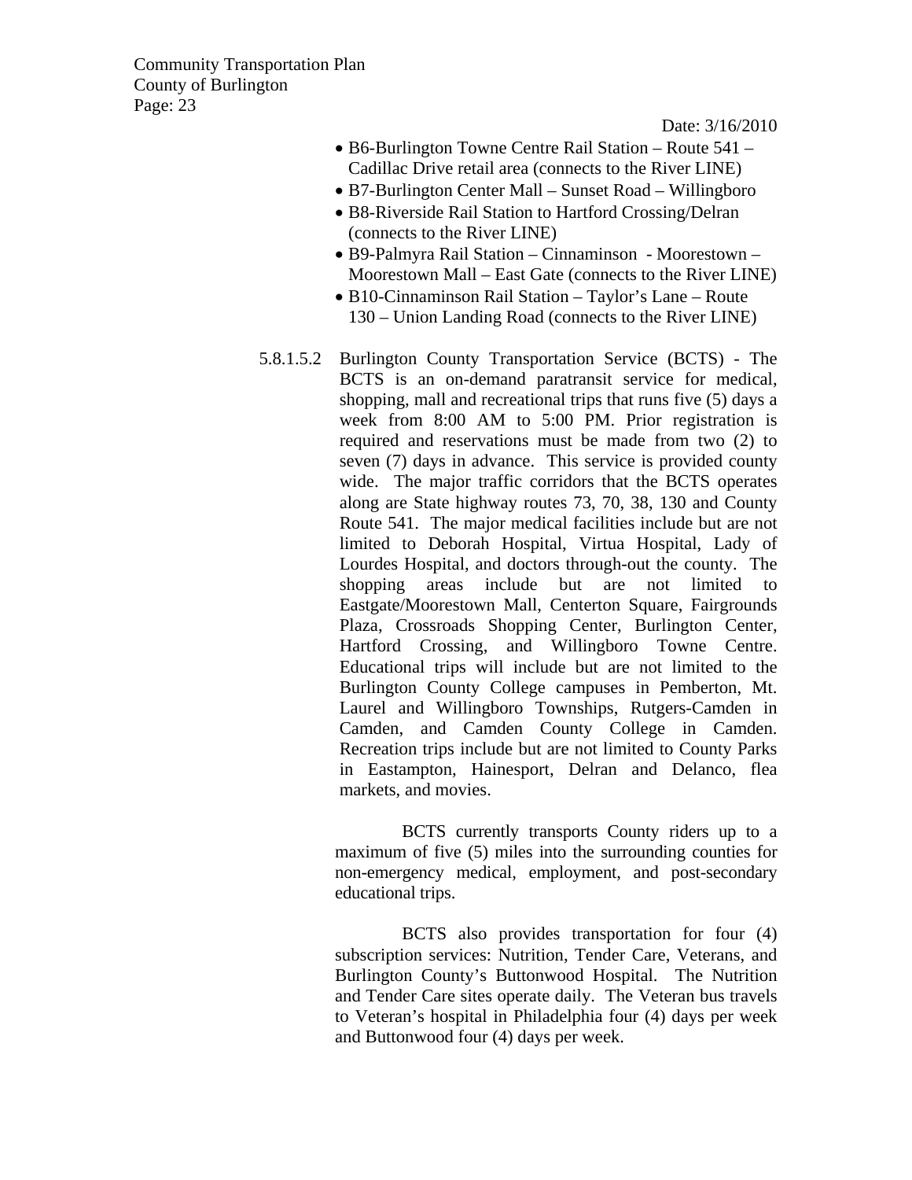- B6-Burlington Towne Centre Rail Station – Route 541 – Cadillac Drive retail area (connects to the River LINE)
- B7-Burlington Center Mall – Sunset Road – Willingboro
- B8-Riverside Rail Station to Hartford Crossing/Delran (connects to the River LINE)
- B9-Palmyra Rail Station – Cinnaminson - Moorestown – Moorestown Mall – East Gate (connects to the River LINE)
- B10-Cinnaminson Rail Station – Taylor's Lane – Route 130 – Union Landing Road (connects to the River LINE)

5.8.1.5.2 Burlington County Transportation Service (BCTS) - The BCTS is an on-demand paratransit service for medical, shopping, mall and recreational trips that runs five (5) days a week from 8:00 AM to 5:00 PM. Prior registration is required and reservations must be made from two (2) to seven (7) days in advance. This service is provided county wide. The major traffic corridors that the BCTS operates along are State highway routes 73, 70, 38, 130 and County Route 541. The major medical facilities include but are not limited to Deborah Hospital, Virtua Hospital, Lady of Lourdes Hospital, and doctors through-out the county. The shopping areas include but are not limited to Eastgate/Moorestown Mall, Centerton Square, Fairgrounds Plaza, Crossroads Shopping Center, Burlington Center, Hartford Crossing, and Willingboro Towne Centre. Educational trips will include but are not limited to the Burlington County College campuses in Pemberton, Mt. Laurel and Willingboro Townships, Rutgers-Camden in Camden, and Camden County College in Camden. Recreation trips include but are not limited to County Parks in Eastampton, Hainesport, Delran and Delanco, flea markets, and movies.

BCTS currently transports County riders up to a maximum of five (5) miles into the surrounding counties for non-emergency medical, employment, and post-secondary educational trips.

BCTS also provides transportation for four (4) subscription services: Nutrition, Tender Care, Veterans, and Burlington County's Buttonwood Hospital. The Nutrition and Tender Care sites operate daily. The Veteran bus travels to Veteran's hospital in Philadelphia four (4) days per week and Buttonwood four (4) days per week.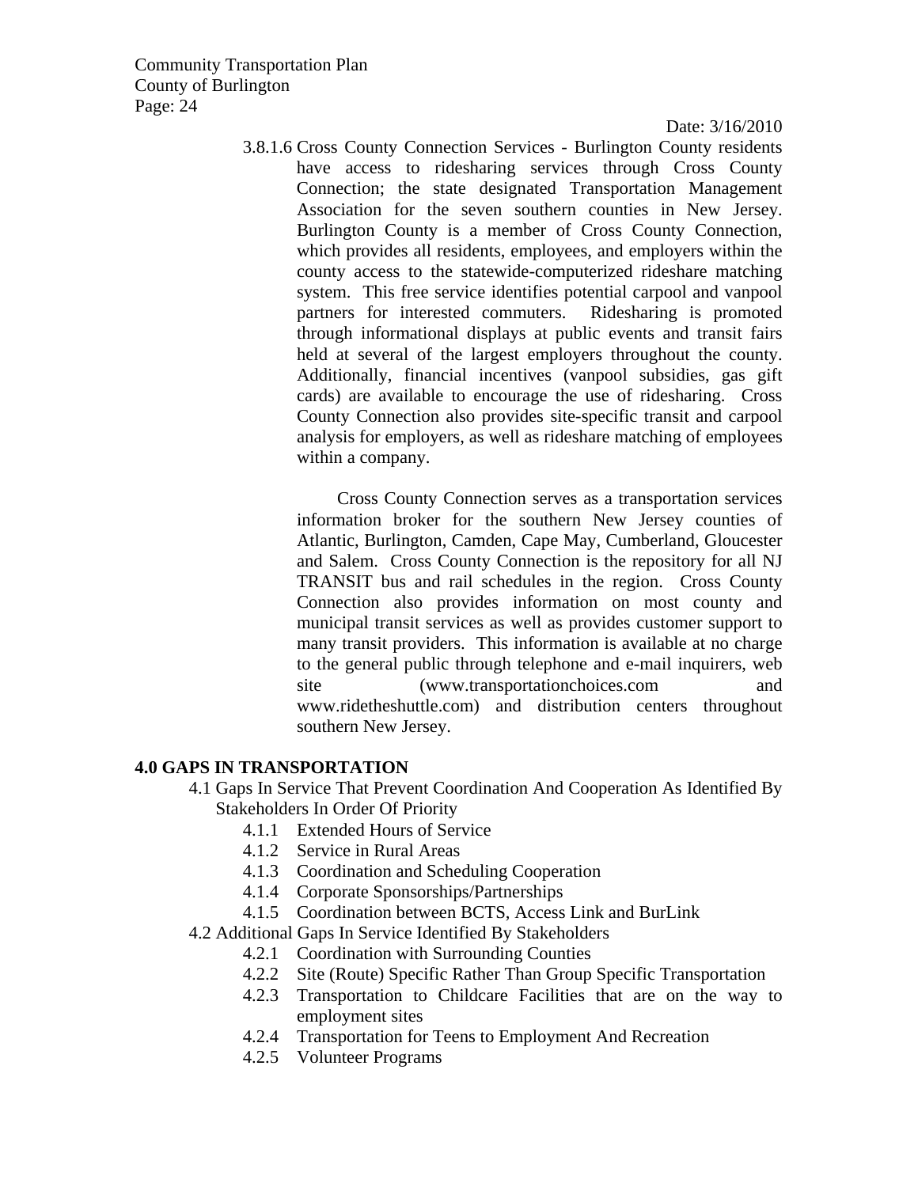3.8.1.6 Cross County Connection Services - Burlington County residents have access to ridesharing services through Cross County Connection; the state designated Transportation Management Association for the seven southern counties in New Jersey. Burlington County is a member of Cross County Connection, which provides all residents, employees, and employers within the county access to the statewide-computerized rideshare matching system. This free service identifies potential carpool and vanpool partners for interested commuters. Ridesharing is promoted through informational displays at public events and transit fairs held at several of the largest employers throughout the county. Additionally, financial incentives (vanpool subsidies, gas gift cards) are available to encourage the use of ridesharing. Cross County Connection also provides site-specific transit and carpool analysis for employers, as well as rideshare matching of employees within a company.

Cross County Connection serves as a transportation services information broker for the southern New Jersey counties of Atlantic, Burlington, Camden, Cape May, Cumberland, Gloucester and Salem. Cross County Connection is the repository for all NJ TRANSIT bus and rail schedules in the region. Cross County Connection also provides information on most county and municipal transit services as well as provides customer support to many transit providers. This information is available at no charge to the general public through telephone and e-mail inquirers, web site (www.transportationchoices.com and www.ridetheshuttle.com) and distribution centers throughout southern New Jersey.

# 4.0 GAPS IN TRANSPORTATION

4.1 Gaps In Service That Prevent Coordination And Cooperation As Identified By Stakeholders In Order Of Priority

- 4.1.1 Extended Hours of Service
- 4.1.2 Service in Rural Areas
- 4.1.3 Coordination and Scheduling Cooperation
- 4.1.4 Corporate Sponsorships/Partnerships
- 4.1.5 Coordination between BCTS, Access Link and BurLink

4.2 Additional Gaps In Service Identified By Stakeholders

- 4.2.1 Coordination with Surrounding Counties
- 4.2.2 Site (Route) Specific Rather Than Group Specific Transportation
- 4.2.3 Transportation to Childcare Facilities that are on the way to employment sites
- 4.2.4 Transportation for Teens to Employment And Recreation
- 4.2.5 Volunteer Programs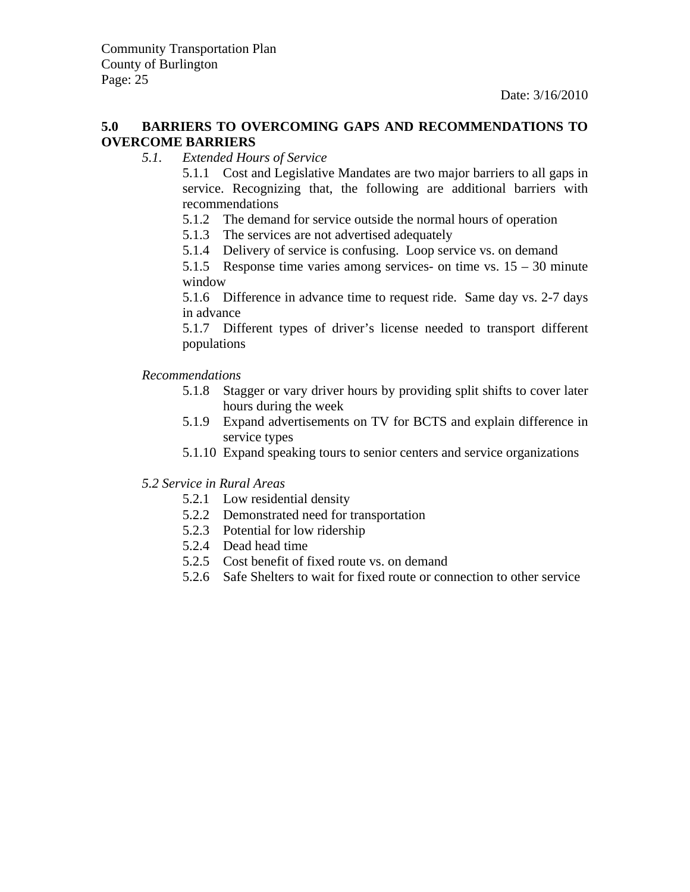## 5.0 BARRIERS TO OVERCOMING GAPS AND RECOMMENDATIONS TO OVERCOME BARRIERS

### *5.1. Extended Hours of Service*

5.1.1 Cost and Legislative Mandates are two major barriers to all gaps in service. Recognizing that, the following are additional barriers with recommendations

5.1.2 The demand for service outside the normal hours of operation

5.1.3 The services are not advertised adequately

5.1.4 Delivery of service is confusing. Loop service vs. on demand

5.1.5 Response time varies among services- on time vs. 15 – 30 minute window

5.1.6 Difference in advance time to request ride. Same day vs. 2-7 days in advance

5.1.7 Different types of driver's license needed to transport different populations

*Recommendations*

5.1.8 Stagger or vary driver hours by providing split shifts to cover later hours during the week

5.1.9 Expand advertisements on TV for BCTS and explain difference in service types

5.1.10 Expand speaking tours to senior centers and service organizations

### *5.2 Service in Rural Areas*

5.2.1 Low residential density

5.2.2 Demonstrated need for transportation

5.2.3 Potential for low ridership

5.2.4 Dead head time

5.2.5 Cost benefit of fixed route vs. on demand

5.2.6 Safe Shelters to wait for fixed route or connection to other service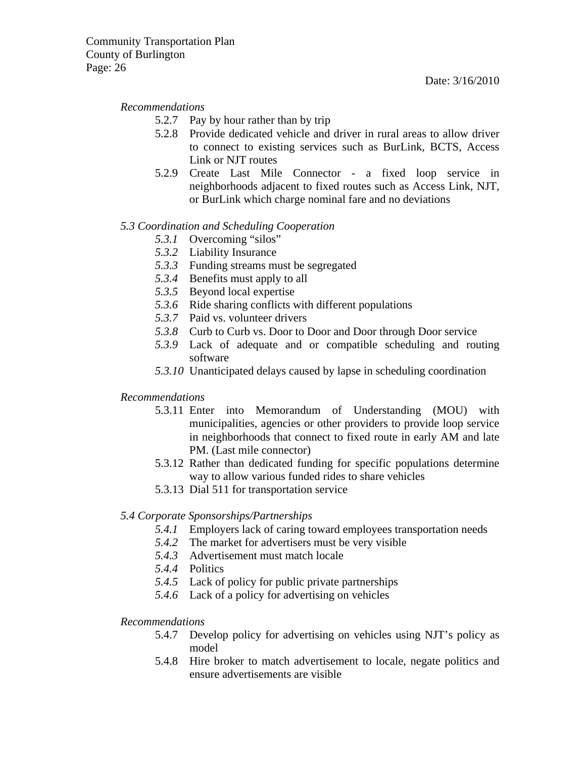*Recommendations*

- 5.2.7 Pay by hour rather than by trip
- 5.2.8 Provide dedicated vehicle and driver in rural areas to allow driver to connect to existing services such as BurLink, BCTS, Access Link or NJT routes
- 5.2.9 Create Last Mile Connector - a fixed loop service in neighborhoods adjacent to fixed routes such as Access Link, NJT, or BurLink which charge nominal fare and no deviations

*5.3 Coordination and Scheduling Cooperation*

- *5.3.1* Overcoming "silos"
- *5.3.2* Liability Insurance
- *5.3.3* Funding streams must be segregated
- *5.3.4* Benefits must apply to all
- *5.3.5* Beyond local expertise
- *5.3.6* Ride sharing conflicts with different populations
- *5.3.7* Paid vs. volunteer drivers
- *5.3.8* Curb to Curb vs. Door to Door and Door through Door service
- *5.3.9* Lack of adequate and or compatible scheduling and routing software
- *5.3.10* Unanticipated delays caused by lapse in scheduling coordination

*Recommendations*

- 5.3.11 Enter into Memorandum of Understanding (MOU) with municipalities, agencies or other providers to provide loop service in neighborhoods that connect to fixed route in early AM and late PM. (Last mile connector)
- 5.3.12 Rather than dedicated funding for specific populations determine way to allow various funded rides to share vehicles
- 5.3.13 Dial 511 for transportation service

*5.4 Corporate Sponsorships/Partnerships*

- *5.4.1* Employers lack of caring toward employees transportation needs
- *5.4.2* The market for advertisers must be very visible
- *5.4.3* Advertisement must match locale
- *5.4.4* Politics
- *5.4.5* Lack of policy for public private partnerships
- *5.4.6* Lack of a policy for advertising on vehicles

*Recommendations*

- 5.4.7 Develop policy for advertising on vehicles using NJT's policy as model
- 5.4.8 Hire broker to match advertisement to locale, negate politics and ensure advertisements are visible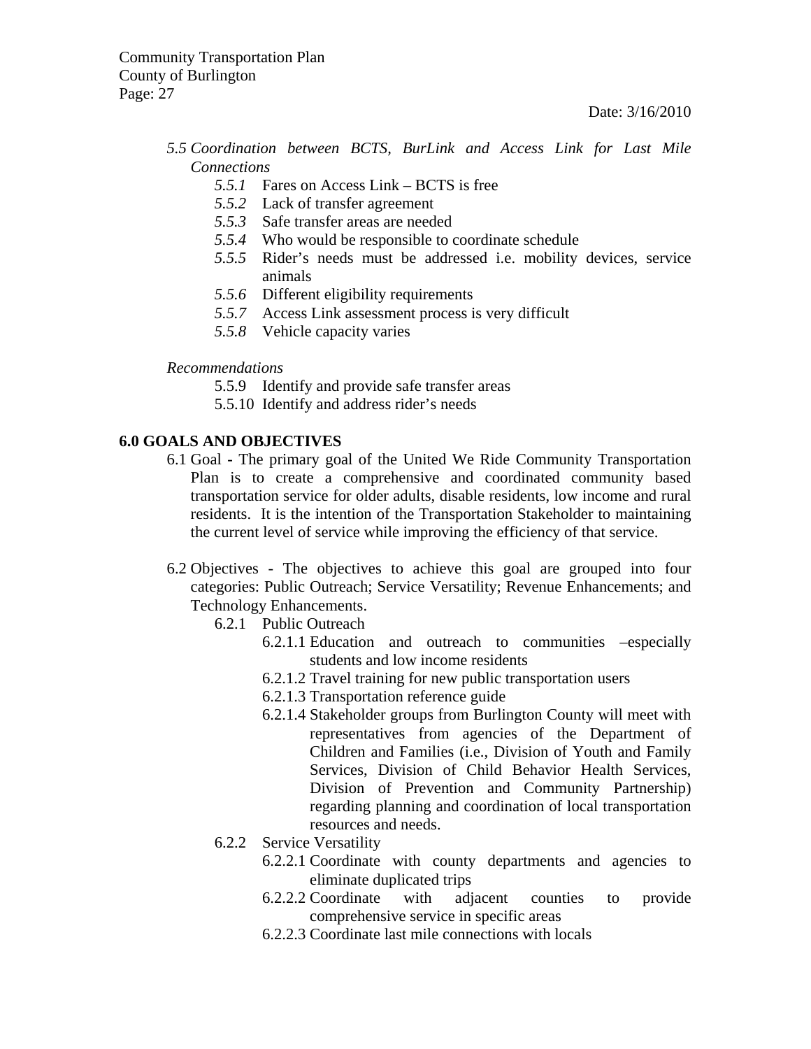*5.5 Coordination between BCTS, BurLink and Access Link for Last Mile Connections*

- *5.5.1* Fares on Access Link – BCTS is free
- *5.5.2* Lack of transfer agreement
- *5.5.3* Safe transfer areas are needed
- *5.5.4* Who would be responsible to coordinate schedule
- *5.5.5* Rider's needs must be addressed i.e. mobility devices, service animals
- *5.5.6* Different eligibility requirements
- *5.5.7* Access Link assessment process is very difficult
- *5.5.8* Vehicle capacity varies

*Recommendations*

- 5.5.9 Identify and provide safe transfer areas
- 5.5.10 Identify and address rider's needs

## 6.0 GOALS AND OBJECTIVES

6.1 Goal **-** The primary goal of the United We Ride Community Transportation Plan is to create a comprehensive and coordinated community based transportation service for older adults, disable residents, low income and rural residents. It is the intention of the Transportation Stakeholder to maintaining the current level of service while improving the efficiency of that service.

6.2 Objectives - The objectives to achieve this goal are grouped into four categories: Public Outreach; Service Versatility; Revenue Enhancements; and Technology Enhancements.

- 6.2.1 Public Outreach
  - 6.2.1.1 Education and outreach to communities –especially students and low income residents
  - 6.2.1.2 Travel training for new public transportation users
  - 6.2.1.3 Transportation reference guide
  - 6.2.1.4 Stakeholder groups from Burlington County will meet with representatives from agencies of the Department of Children and Families (i.e., Division of Youth and Family Services, Division of Child Behavior Health Services, Division of Prevention and Community Partnership) regarding planning and coordination of local transportation resources and needs.
- 6.2.2 Service Versatility
  - 6.2.2.1 Coordinate with county departments and agencies to eliminate duplicated trips
  - 6.2.2.2 Coordinate with adjacent counties to provide comprehensive service in specific areas
  - 6.2.2.3 Coordinate last mile connections with locals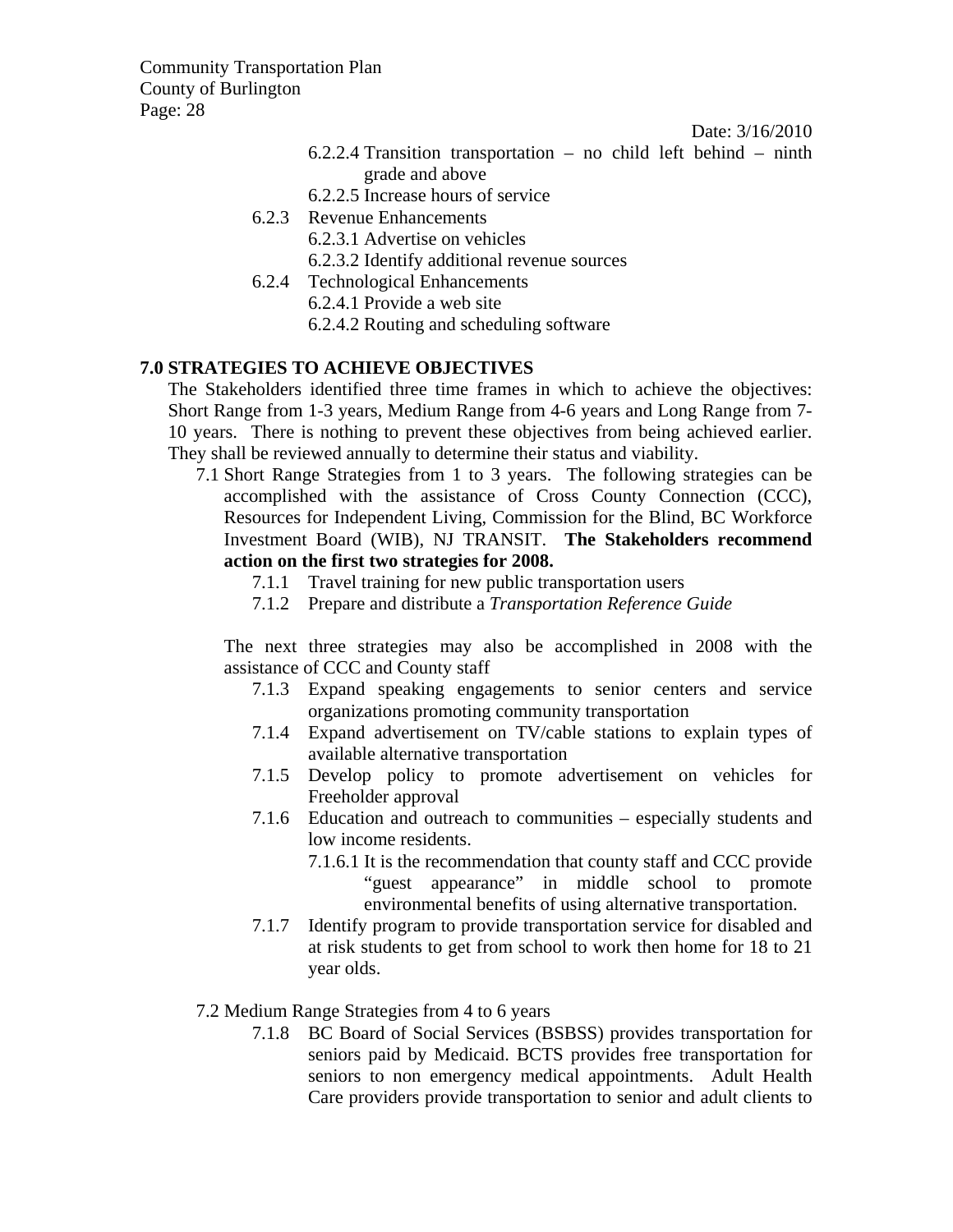Date: 3/16/2010

- 6.2.2.4 Transition transportation – no child left behind – ninth grade and above
- 6.2.2.5 Increase hours of service

6.2.3 Revenue Enhancements

- 6.2.3.1 Advertise on vehicles
- 6.2.3.2 Identify additional revenue sources

6.2.4 Technological Enhancements

- 6.2.4.1 Provide a web site
- 6.2.4.2 Routing and scheduling software

## 7.0 STRATEGIES TO ACHIEVE OBJECTIVES

The Stakeholders identified three time frames in which to achieve the objectives: Short Range from 1-3 years, Medium Range from 4-6 years and Long Range from 7-10 years. There is nothing to prevent these objectives from being achieved earlier. They shall be reviewed annually to determine their status and viability.

7.1 Short Range Strategies from 1 to 3 years. The following strategies can be accomplished with the assistance of Cross County Connection (CCC), Resources for Independent Living, Commission for the Blind, BC Workforce Investment Board (WIB), NJ TRANSIT. **The Stakeholders recommend action on the first two strategies for 2008.**

- 7.1.1 Travel training for new public transportation users
- 7.1.2 Prepare and distribute a *Transportation Reference Guide*

The next three strategies may also be accomplished in 2008 with the assistance of CCC and County staff

- 7.1.3 Expand speaking engagements to senior centers and service organizations promoting community transportation
- 7.1.4 Expand advertisement on TV/cable stations to explain types of available alternative transportation
- 7.1.5 Develop policy to promote advertisement on vehicles for Freeholder approval
- 7.1.6 Education and outreach to communities – especially students and low income residents.
  - 7.1.6.1 It is the recommendation that county staff and CCC provide "guest appearance" in middle school to promote environmental benefits of using alternative transportation.
- 7.1.7 Identify program to provide transportation service for disabled and at risk students to get from school to work then home for 18 to 21 year olds.

7.2 Medium Range Strategies from 4 to 6 years

- 7.1.8 BC Board of Social Services (BSBSS) provides transportation for seniors paid by Medicaid. BCTS provides free transportation for seniors to non emergency medical appointments. Adult Health Care providers provide transportation to senior and adult clients to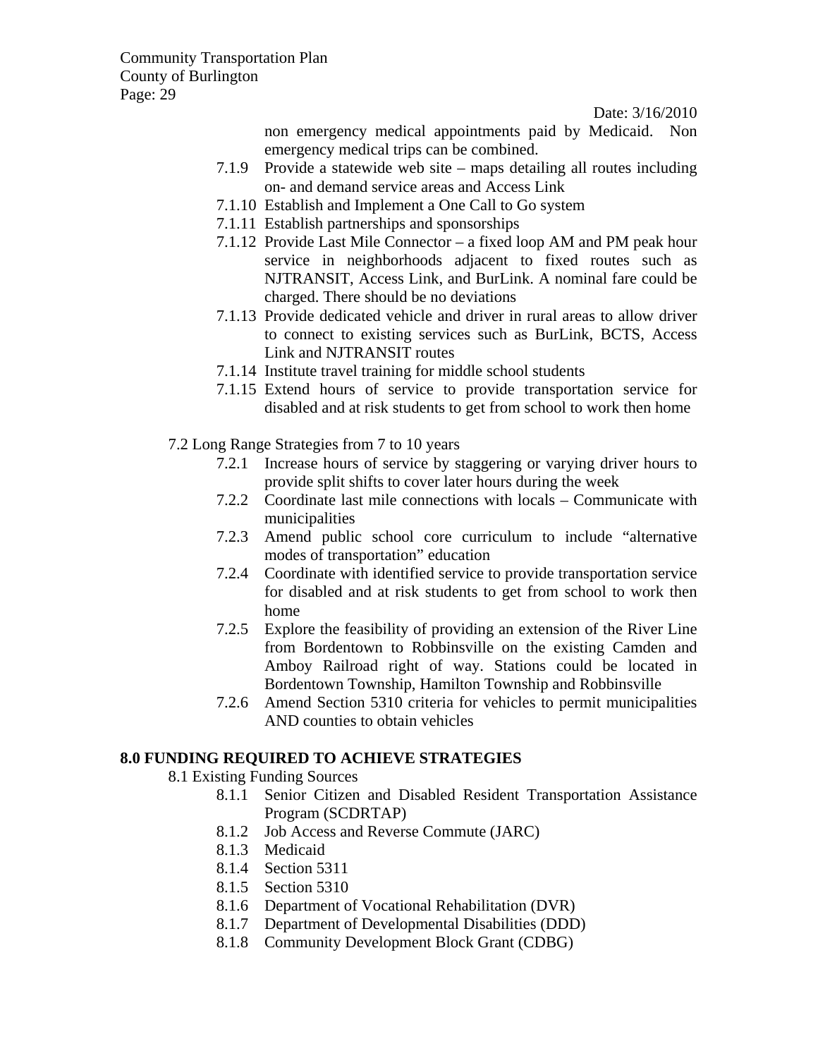non emergency medical appointments paid by Medicaid. Non emergency medical trips can be combined.

- 7.1.9 Provide a statewide web site – maps detailing all routes including on- and demand service areas and Access Link
- 7.1.10 Establish and Implement a One Call to Go system
- 7.1.11 Establish partnerships and sponsorships
- 7.1.12 Provide Last Mile Connector – a fixed loop AM and PM peak hour service in neighborhoods adjacent to fixed routes such as NJTRANSIT, Access Link, and BurLink. A nominal fare could be charged. There should be no deviations
- 7.1.13 Provide dedicated vehicle and driver in rural areas to allow driver to connect to existing services such as BurLink, BCTS, Access Link and NJTRANSIT routes
- 7.1.14 Institute travel training for middle school students
- 7.1.15 Extend hours of service to provide transportation service for disabled and at risk students to get from school to work then home

7.2 Long Range Strategies from 7 to 10 years

- 7.2.1 Increase hours of service by staggering or varying driver hours to provide split shifts to cover later hours during the week
- 7.2.2 Coordinate last mile connections with locals – Communicate with municipalities
- 7.2.3 Amend public school core curriculum to include "alternative modes of transportation" education
- 7.2.4 Coordinate with identified service to provide transportation service for disabled and at risk students to get from school to work then home
- 7.2.5 Explore the feasibility of providing an extension of the River Line from Bordentown to Robbinsville on the existing Camden and Amboy Railroad right of way. Stations could be located in Bordentown Township, Hamilton Township and Robbinsville
- 7.2.6 Amend Section 5310 criteria for vehicles to permit municipalities AND counties to obtain vehicles

## 8.0 FUNDING REQUIRED TO ACHIEVE STRATEGIES

8.1 Existing Funding Sources

- 8.1.1 Senior Citizen and Disabled Resident Transportation Assistance Program (SCDRTAP)
- 8.1.2 Job Access and Reverse Commute (JARC)
- 8.1.3 Medicaid
- 8.1.4 Section 5311
- 8.1.5 Section 5310
- 8.1.6 Department of Vocational Rehabilitation (DVR)
- 8.1.7 Department of Developmental Disabilities (DDD)
- 8.1.8 Community Development Block Grant (CDBG)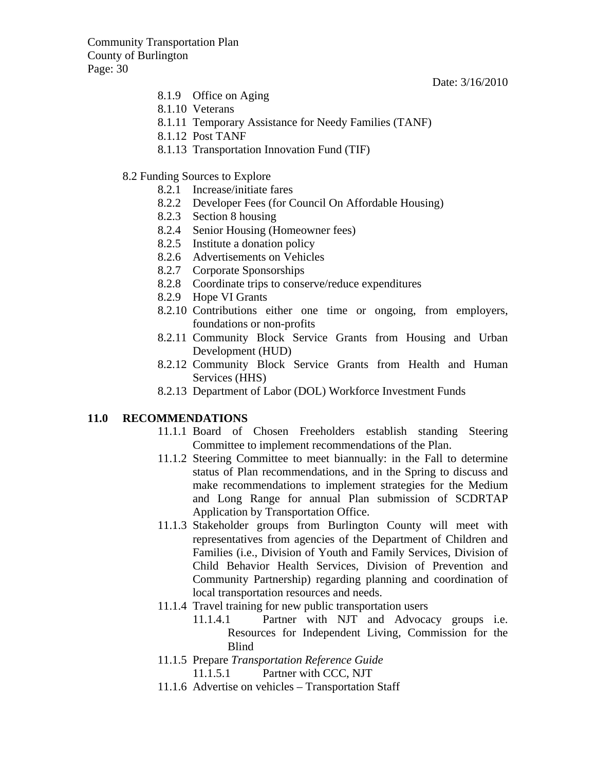- 8.1.9 Office on Aging
- 8.1.10 Veterans
- 8.1.11 Temporary Assistance for Needy Families (TANF)
- 8.1.12 Post TANF
- 8.1.13 Transportation Innovation Fund (TIF)

8.2 Funding Sources to Explore

- 8.2.1 Increase/initiate fares
- 8.2.2 Developer Fees (for Council On Affordable Housing)
- 8.2.3 Section 8 housing
- 8.2.4 Senior Housing (Homeowner fees)
- 8.2.5 Institute a donation policy
- 8.2.6 Advertisements on Vehicles
- 8.2.7 Corporate Sponsorships
- 8.2.8 Coordinate trips to conserve/reduce expenditures
- 8.2.9 Hope VI Grants
- 8.2.10 Contributions either one time or ongoing, from employers, foundations or non-profits
- 8.2.11 Community Block Service Grants from Housing and Urban Development (HUD)
- 8.2.12 Community Block Service Grants from Health and Human Services (HHS)
- 8.2.13 Department of Labor (DOL) Workforce Investment Funds

## 11.0 RECOMMENDATIONS

- 11.1.1 Board of Chosen Freeholders establish standing Steering Committee to implement recommendations of the Plan.
- 11.1.2 Steering Committee to meet biannually: in the Fall to determine status of Plan recommendations, and in the Spring to discuss and make recommendations to implement strategies for the Medium and Long Range for annual Plan submission of SCDRTAP Application by Transportation Office.
- 11.1.3 Stakeholder groups from Burlington County will meet with representatives from agencies of the Department of Children and Families (i.e., Division of Youth and Family Services, Division of Child Behavior Health Services, Division of Prevention and Community Partnership) regarding planning and coordination of local transportation resources and needs.
- 11.1.4 Travel training for new public transportation users
  - 11.1.4.1 Partner with NJT and Advocacy groups i.e. Resources for Independent Living, Commission for the Blind
- 11.1.5 Prepare *Transportation Reference Guide*
  - 11.1.5.1 Partner with CCC, NJT
- 11.1.6 Advertise on vehicles – Transportation Staff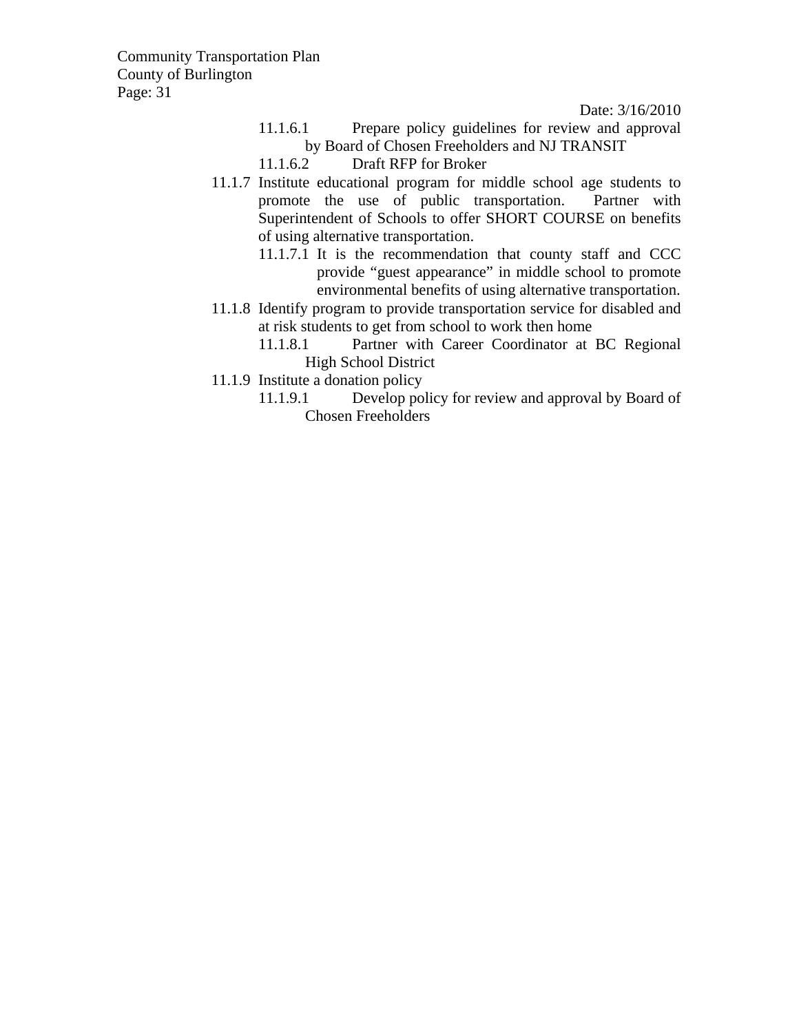11.1.6.1 Prepare policy guidelines for review and approval by Board of Chosen Freeholders and NJ TRANSIT

11.1.6.2 Draft RFP for Broker

11.1.7 Institute educational program for middle school age students to promote the use of public transportation. Partner with Superintendent of Schools to offer SHORT COURSE on benefits of using alternative transportation.

11.1.7.1 It is the recommendation that county staff and CCC provide "guest appearance" in middle school to promote environmental benefits of using alternative transportation.

11.1.8 Identify program to provide transportation service for disabled and at risk students to get from school to work then home

11.1.8.1 Partner with Career Coordinator at BC Regional High School District

11.1.9 Institute a donation policy

11.1.9.1 Develop policy for review and approval by Board of Chosen Freeholders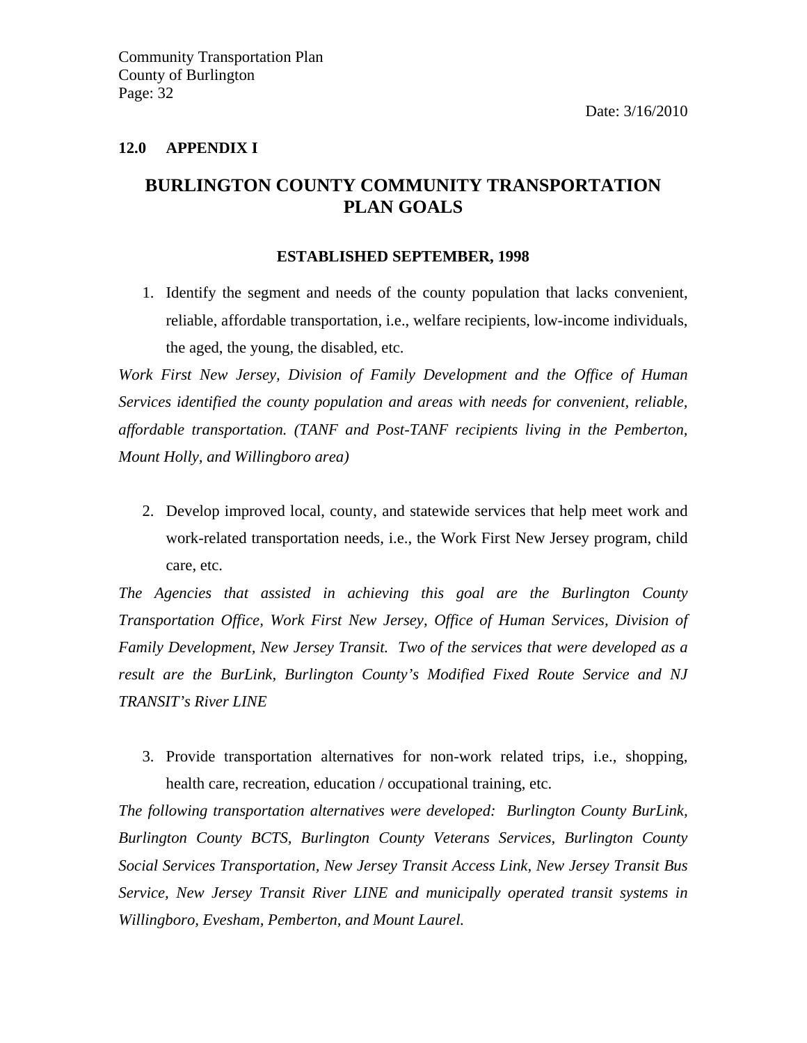## 12.0 APPENDIX I

# BURLINGTON COUNTY COMMUNITY TRANSPORTATION PLAN GOALS

**ESTABLISHED SEPTEMBER, 1998**

1. Identify the segment and needs of the county population that lacks convenient, reliable, affordable transportation, i.e., welfare recipients, low-income individuals, the aged, the young, the disabled, etc.

*Work First New Jersey, Division of Family Development and the Office of Human Services identified the county population and areas with needs for convenient, reliable, affordable transportation. (TANF and Post-TANF recipients living in the Pemberton, Mount Holly, and Willingboro area)*

2. Develop improved local, county, and statewide services that help meet work and work-related transportation needs, i.e., the Work First New Jersey program, child care, etc.

*The Agencies that assisted in achieving this goal are the Burlington County Transportation Office, Work First New Jersey, Office of Human Services, Division of Family Development, New Jersey Transit. Two of the services that were developed as a result are the BurLink, Burlington County's Modified Fixed Route Service and NJ TRANSIT's River LINE*

3. Provide transportation alternatives for non-work related trips, i.e., shopping, health care, recreation, education / occupational training, etc.

*The following transportation alternatives were developed: Burlington County BurLink, Burlington County BCTS, Burlington County Veterans Services, Burlington County Social Services Transportation, New Jersey Transit Access Link, New Jersey Transit Bus Service, New Jersey Transit River LINE and municipally operated transit systems in Willingboro, Evesham, Pemberton, and Mount Laurel.*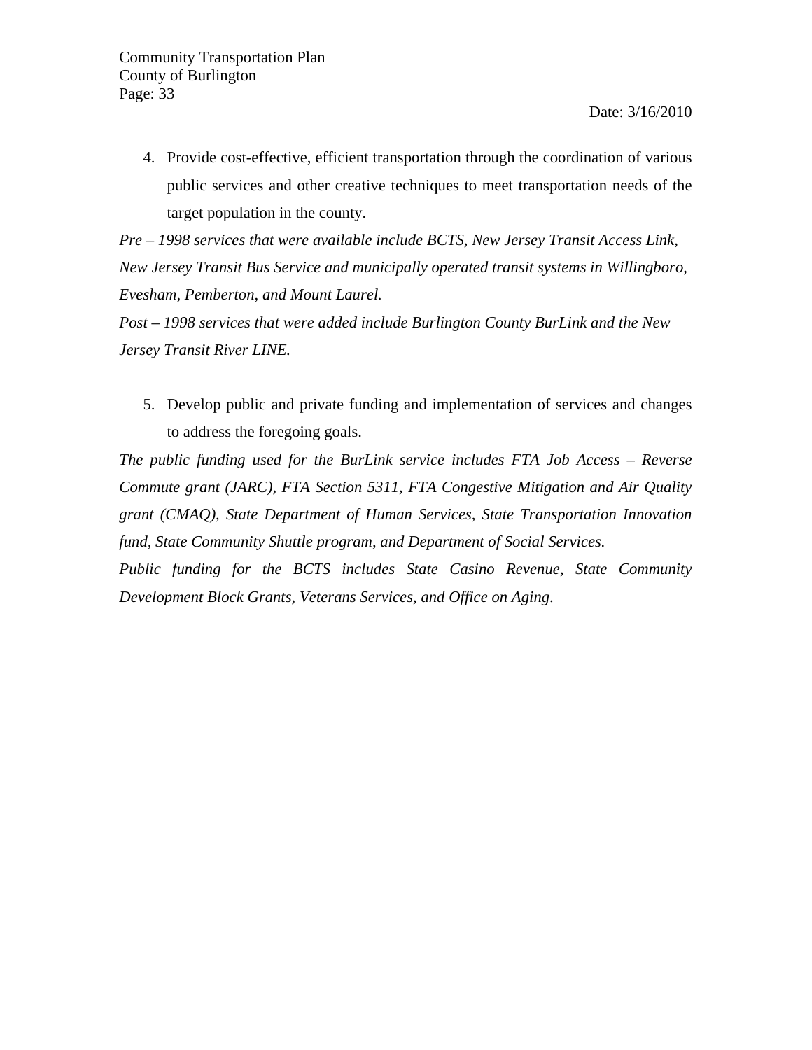4. Provide cost-effective, efficient transportation through the coordination of various public services and other creative techniques to meet transportation needs of the target population in the county.

*Pre – 1998 services that were available include BCTS, New Jersey Transit Access Link, New Jersey Transit Bus Service and municipally operated transit systems in Willingboro, Evesham, Pemberton, and Mount Laurel.*

*Post – 1998 services that were added include Burlington County BurLink and the New Jersey Transit River LINE.*

5. Develop public and private funding and implementation of services and changes to address the foregoing goals.

*The public funding used for the BurLink service includes FTA Job Access – Reverse Commute grant (JARC), FTA Section 5311, FTA Congestive Mitigation and Air Quality grant (CMAQ), State Department of Human Services, State Transportation Innovation fund, State Community Shuttle program, and Department of Social Services.*

*Public funding for the BCTS includes State Casino Revenue, State Community Development Block Grants, Veterans Services, and Office on Aging.*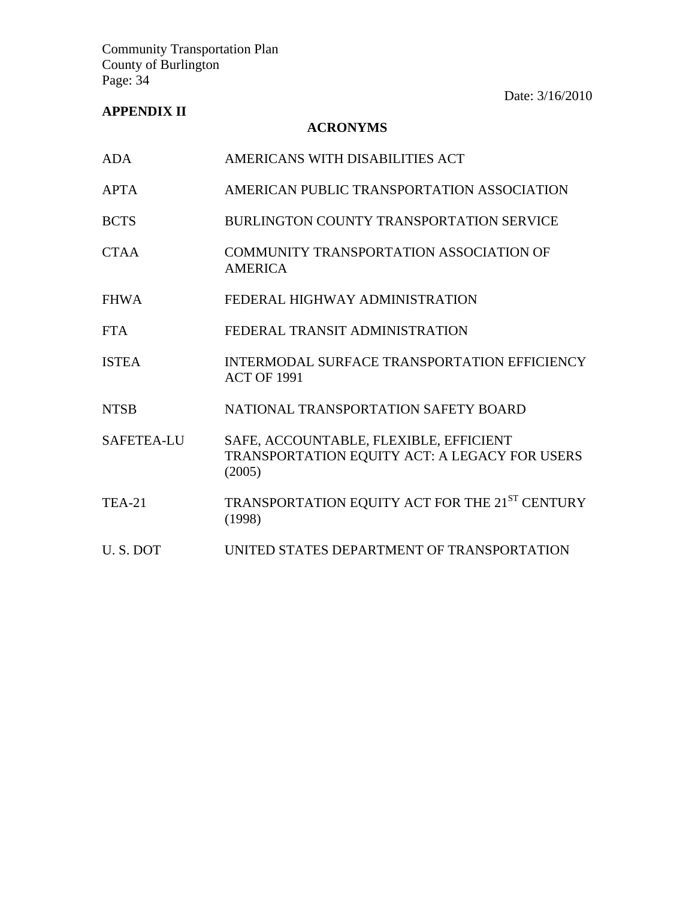## APPENDIX II

### ACRONYMS

| | |
|---|---|
| ADA | AMERICANS WITH DISABILITIES ACT |
| APTA | AMERICAN PUBLIC TRANSPORTATION ASSOCIATION |
| BCTS | BURLINGTON COUNTY TRANSPORTATION SERVICE |
| CTAA | COMMUNITY TRANSPORTATION ASSOCIATION OF AMERICA |
| FHWA | FEDERAL HIGHWAY ADMINISTRATION |
| FTA | FEDERAL TRANSIT ADMINISTRATION |
| ISTEA | INTERMODAL SURFACE TRANSPORTATION EFFICIENCY ACT OF 1991 |
| NTSB | NATIONAL TRANSPORTATION SAFETY BOARD |
| SAFETEA-LU | SAFE, ACCOUNTABLE, FLEXIBLE, EFFICIENT TRANSPORTATION EQUITY ACT: A LEGACY FOR USERS (2005) |
| TEA-21 | TRANSPORTATION EQUITY ACT FOR THE 21ST CENTURY (1998) |
| U. S. DOT | UNITED STATES DEPARTMENT OF TRANSPORTATION |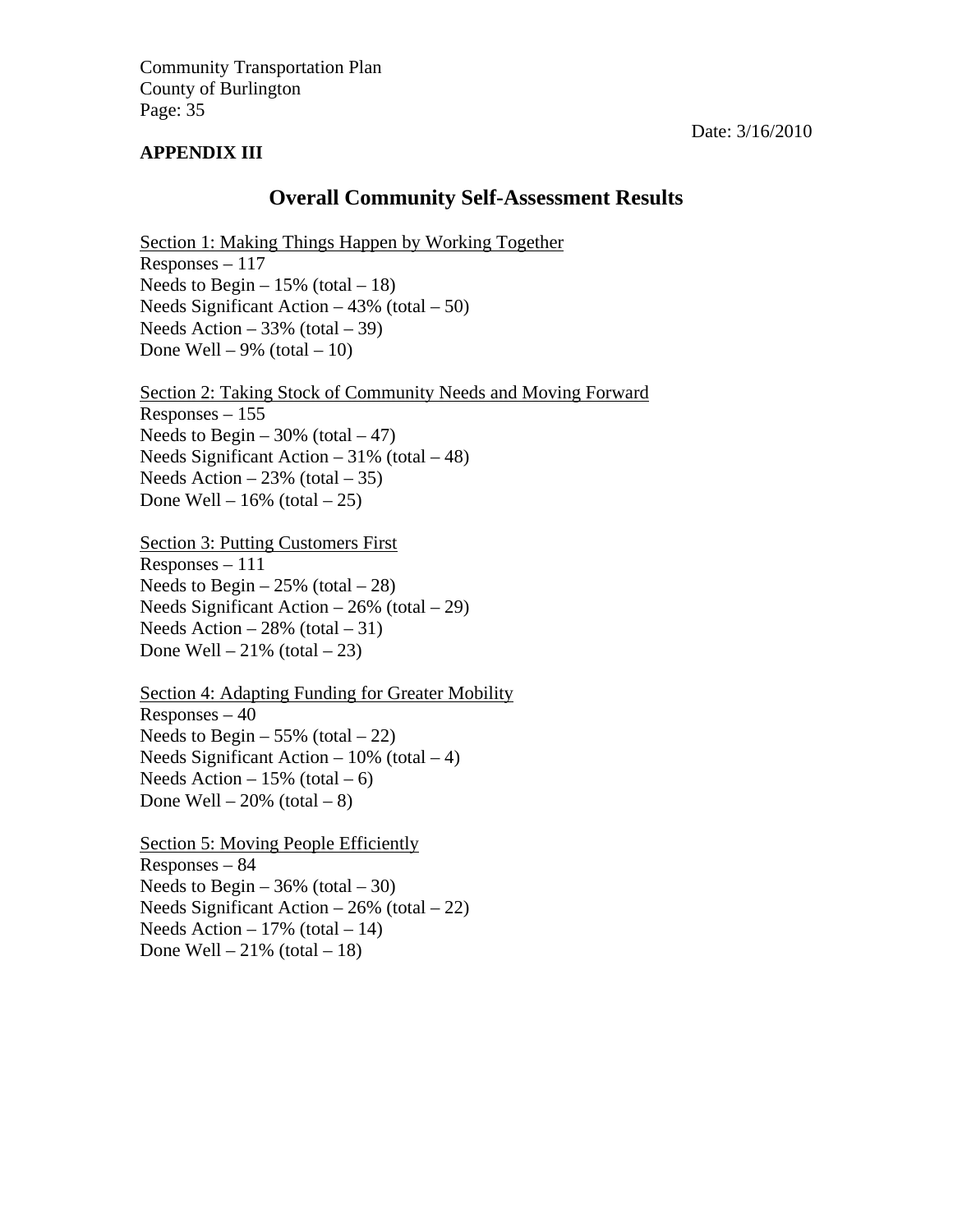Date: 3/16/2010

**APPENDIX III**

# Overall Community Self-Assessment Results

Section 1: Making Things Happen by Working Together
Responses – 117
Needs to Begin – 15% (total – 18)
Needs Significant Action – 43% (total – 50)
Needs Action – 33% (total – 39)
Done Well – 9% (total – 10)

Section 2: Taking Stock of Community Needs and Moving Forward
Responses – 155
Needs to Begin – 30% (total – 47)
Needs Significant Action – 31% (total – 48)
Needs Action – 23% (total – 35)
Done Well – 16% (total – 25)

Section 3: Putting Customers First
Responses – 111
Needs to Begin – 25% (total – 28)
Needs Significant Action – 26% (total – 29)
Needs Action – 28% (total – 31)
Done Well – 21% (total – 23)

Section 4: Adapting Funding for Greater Mobility
Responses – 40
Needs to Begin – 55% (total – 22)
Needs Significant Action – 10% (total – 4)
Needs Action – 15% (total – 6)
Done Well – 20% (total – 8)

Section 5: Moving People Efficiently
Responses – 84
Needs to Begin – 36% (total – 30)
Needs Significant Action – 26% (total – 22)
Needs Action – 17% (total – 14)
Done Well – 21% (total – 18)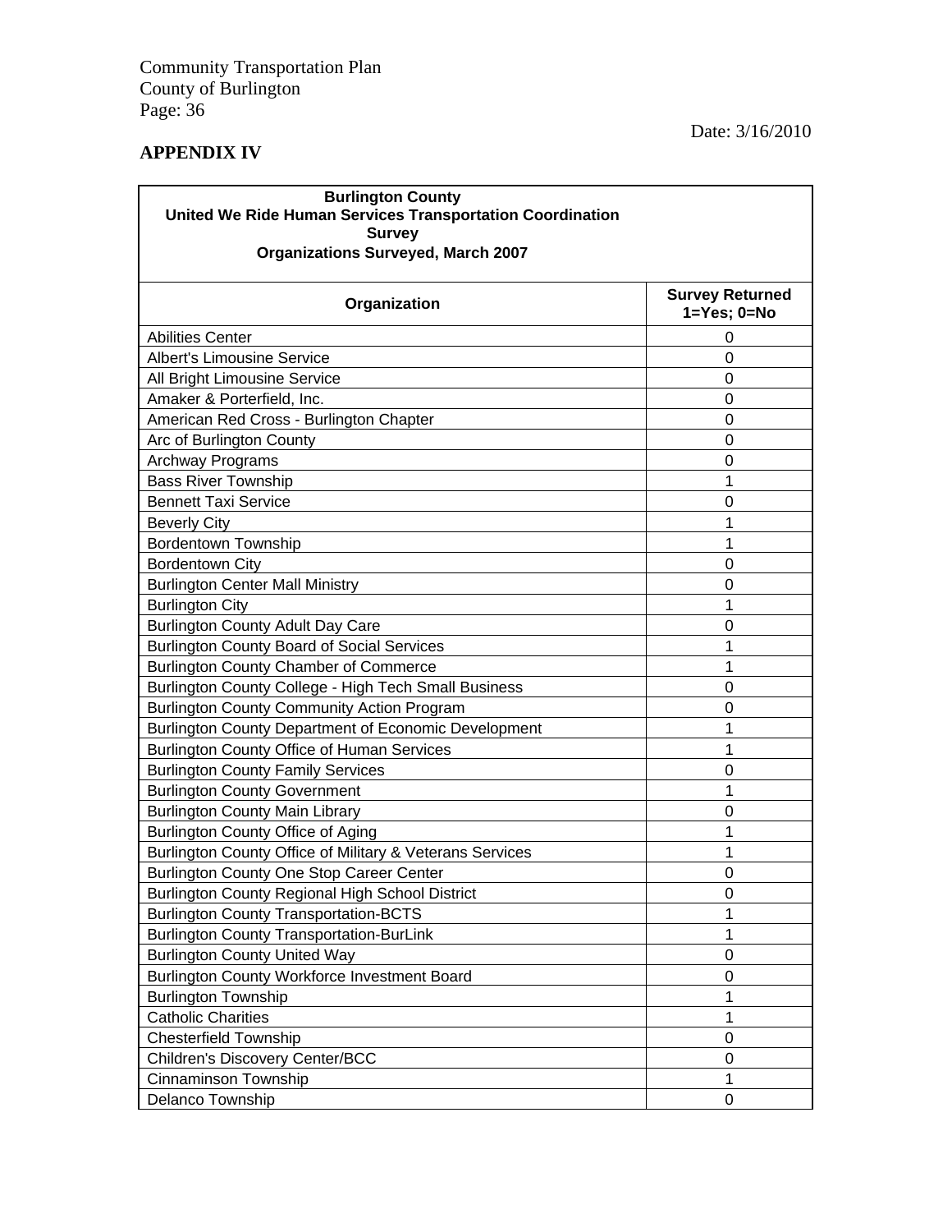Date: 3/16/2010

## APPENDIX IV

**Burlington County**
**United We Ride Human Services Transportation Coordination Survey**
**Organizations Surveyed, March 2007**

| Organization | Survey Returned 1=Yes; 0=No |
|---|---|
| Abilities Center | 0 |
| Albert's Limousine Service | 0 |
| All Bright Limousine Service | 0 |
| Amaker & Porterfield, Inc. | 0 |
| American Red Cross - Burlington Chapter | 0 |
| Arc of Burlington County | 0 |
| Archway Programs | 0 |
| Bass River Township | 1 |
| Bennett Taxi Service | 0 |
| Beverly City | 1 |
| Bordentown Township | 1 |
| Bordentown City | 0 |
| Burlington Center Mall Ministry | 0 |
| Burlington City | 1 |
| Burlington County Adult Day Care | 0 |
| Burlington County Board of Social Services | 1 |
| Burlington County Chamber of Commerce | 1 |
| Burlington County College - High Tech Small Business | 0 |
| Burlington County Community Action Program | 0 |
| Burlington County Department of Economic Development | 1 |
| Burlington County Office of Human Services | 1 |
| Burlington County Family Services | 0 |
| Burlington County Government | 1 |
| Burlington County Main Library | 0 |
| Burlington County Office of Aging | 1 |
| Burlington County Office of Military & Veterans Services | 1 |
| Burlington County One Stop Career Center | 0 |
| Burlington County Regional High School District | 0 |
| Burlington County Transportation-BCTS | 1 |
| Burlington County Transportation-BurLink | 1 |
| Burlington County United Way | 0 |
| Burlington County Workforce Investment Board | 0 |
| Burlington Township | 1 |
| Catholic Charities | 1 |
| Chesterfield Township | 0 |
| Children's Discovery Center/BCC | 0 |
| Cinnaminson Township | 1 |
| Delanco Township | 0 |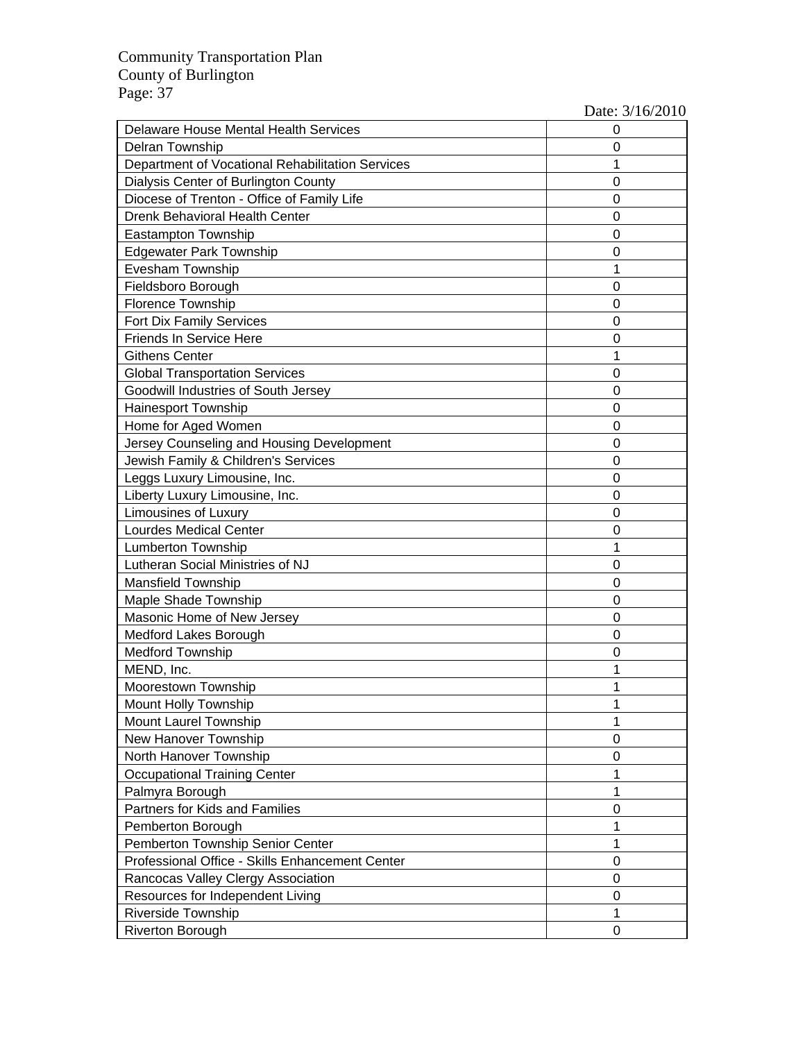| | |
|---|---|
| Delaware House Mental Health Services | 0 |
| Delran Township | 0 |
| Department of Vocational Rehabilitation Services | 1 |
| Dialysis Center of Burlington County | 0 |
| Diocese of Trenton - Office of Family Life | 0 |
| Drenk Behavioral Health Center | 0 |
| Eastampton Township | 0 |
| Edgewater Park Township | 0 |
| Evesham Township | 1 |
| Fieldsboro Borough | 0 |
| Florence Township | 0 |
| Fort Dix Family Services | 0 |
| Friends In Service Here | 0 |
| Githens Center | 1 |
| Global Transportation Services | 0 |
| Goodwill Industries of South Jersey | 0 |
| Hainesport Township | 0 |
| Home for Aged Women | 0 |
| Jersey Counseling and Housing Development | 0 |
| Jewish Family & Children's Services | 0 |
| Leggs Luxury Limousine, Inc. | 0 |
| Liberty Luxury Limousine, Inc. | 0 |
| Limousines of Luxury | 0 |
| Lourdes Medical Center | 0 |
| Lumberton Township | 1 |
| Lutheran Social Ministries of NJ | 0 |
| Mansfield Township | 0 |
| Maple Shade Township | 0 |
| Masonic Home of New Jersey | 0 |
| Medford Lakes Borough | 0 |
| Medford Township | 0 |
| MEND, Inc. | 1 |
| Moorestown Township | 1 |
| Mount Holly Township | 1 |
| Mount Laurel Township | 1 |
| New Hanover Township | 0 |
| North Hanover Township | 0 |
| Occupational Training Center | 1 |
| Palmyra Borough | 1 |
| Partners for Kids and Families | 0 |
| Pemberton Borough | 1 |
| Pemberton Township Senior Center | 1 |
| Professional Office - Skills Enhancement Center | 0 |
| Rancocas Valley Clergy Association | 0 |
| Resources for Independent Living | 0 |
| Riverside Township | 1 |
| Riverton Borough | 0 |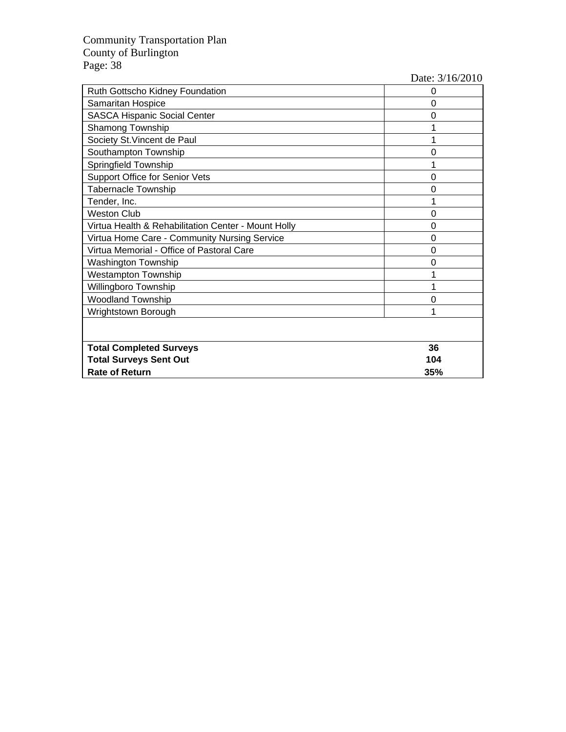Date: 3/16/2010

| Agency | Completed |
|---|---|
| Ruth Gottscho Kidney Foundation | 0 |
| Samaritan Hospice | 0 |
| SASCA Hispanic Social Center | 0 |
| Shamong Township | 1 |
| Society St.Vincent de Paul | 1 |
| Southampton Township | 0 |
| Springfield Township | 1 |
| Support Office for Senior Vets | 0 |
| Tabernacle Township | 0 |
| Tender, Inc. | 1 |
| Weston Club | 0 |
| Virtua Health & Rehabilitation Center - Mount Holly | 0 |
| Virtua Home Care - Community Nursing Service | 0 |
| Virtua Memorial - Office of Pastoral Care | 0 |
| Washington Township | 0 |
| Westampton Township | 1 |
| Willingboro Township | 1 |
| Woodland Township | 0 |
| Wrightstown Borough | 1 |
| | |
| **Total Completed Surveys** | **36** |
| **Total Surveys Sent Out** | **104** |
| **Rate of Return** | **35%** |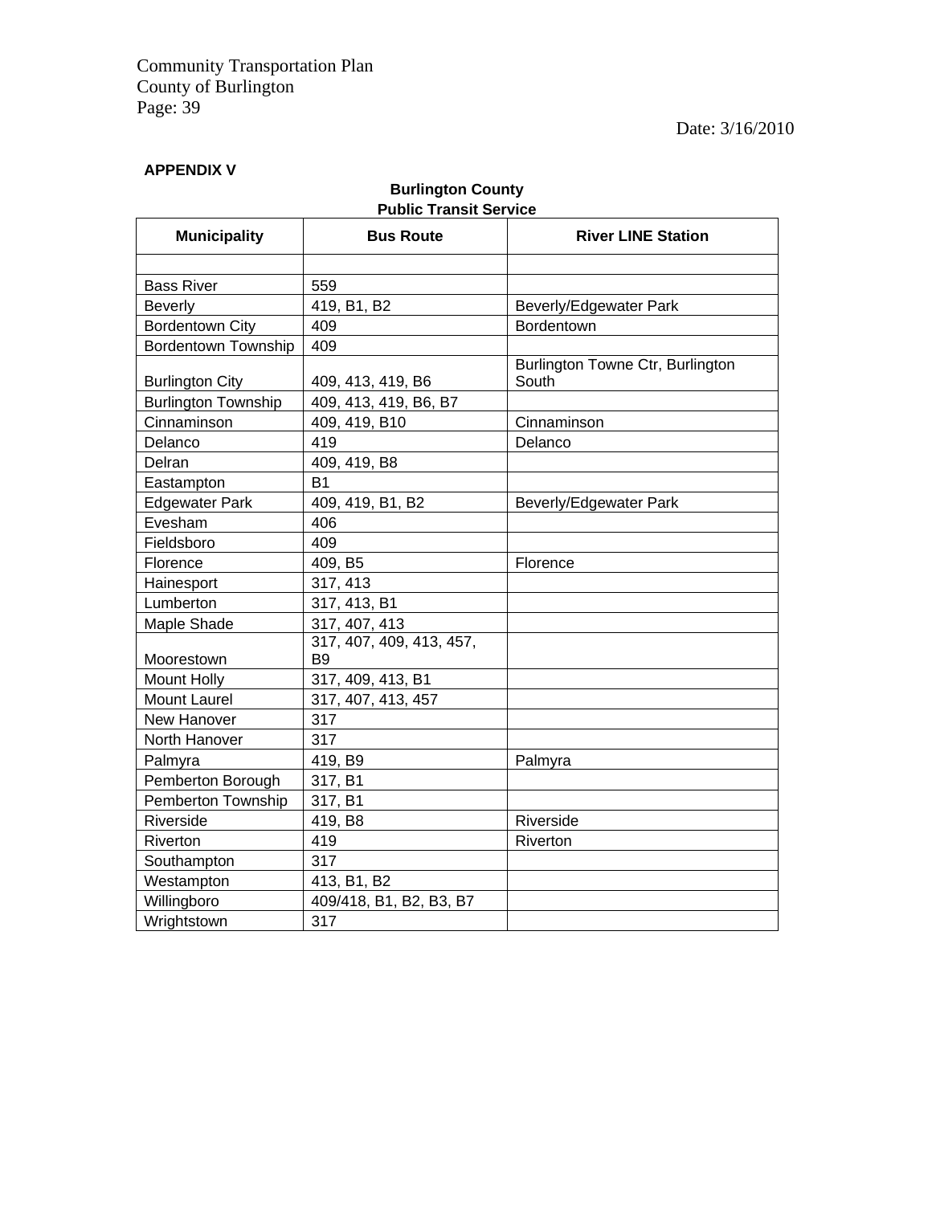**APPENDIX V**

**Burlington County**
**Public Transit Service**

| Municipality | Bus Route | River LINE Station |
|---|---|---|
| | | |
| Bass River | 559 | |
| Beverly | 419, B1, B2 | Beverly/Edgewater Park |
| Bordentown City | 409 | Bordentown |
| Bordentown Township | 409 | |
| Burlington City | 409, 413, 419, B6 | Burlington Towne Ctr, Burlington South |
| Burlington Township | 409, 413, 419, B6, B7 | |
| Cinnaminson | 409, 419, B10 | Cinnaminson |
| Delanco | 419 | Delanco |
| Delran | 409, 419, B8 | |
| Eastampton | B1 | |
| Edgewater Park | 409, 419, B1, B2 | Beverly/Edgewater Park |
| Evesham | 406 | |
| Fieldsboro | 409 | |
| Florence | 409, B5 | Florence |
| Hainesport | 317, 413 | |
| Lumberton | 317, 413, B1 | |
| Maple Shade | 317, 407, 413 | |
| Moorestown | 317, 407, 409, 413, 457, B9 | |
| Mount Holly | 317, 409, 413, B1 | |
| Mount Laurel | 317, 407, 413, 457 | |
| New Hanover | 317 | |
| North Hanover | 317 | |
| Palmyra | 419, B9 | Palmyra |
| Pemberton Borough | 317, B1 | |
| Pemberton Township | 317, B1 | |
| Riverside | 419, B8 | Riverside |
| Riverton | 419 | Riverton |
| Southampton | 317 | |
| Westampton | 413, B1, B2 | |
| Willingboro | 409/418, B1, B2, B3, B7 | |
| Wrightstown | 317 | |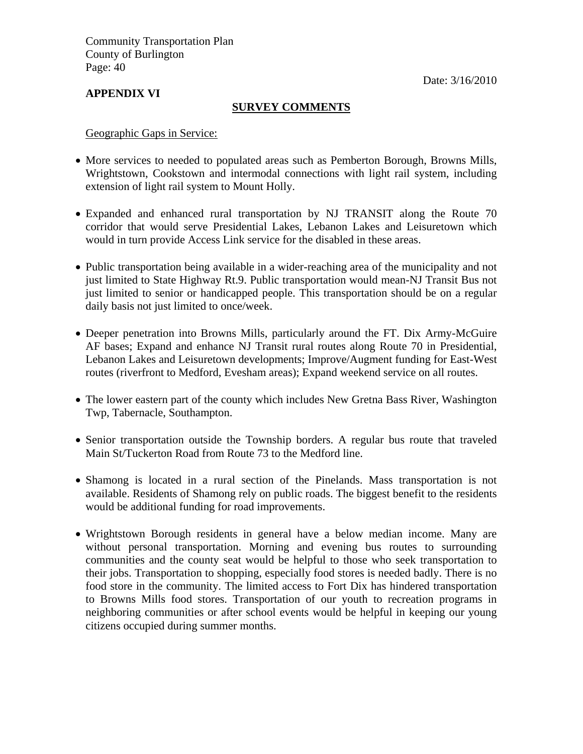## APPENDIX VI

### SURVEY COMMENTS

Geographic Gaps in Service:

- More services to needed to populated areas such as Pemberton Borough, Browns Mills, Wrightstown, Cookstown and intermodal connections with light rail system, including extension of light rail system to Mount Holly.
- Expanded and enhanced rural transportation by NJ TRANSIT along the Route 70 corridor that would serve Presidential Lakes, Lebanon Lakes and Leisuretown which would in turn provide Access Link service for the disabled in these areas.
- Public transportation being available in a wider-reaching area of the municipality and not just limited to State Highway Rt.9. Public transportation would mean-NJ Transit Bus not just limited to senior or handicapped people. This transportation should be on a regular daily basis not just limited to once/week.
- Deeper penetration into Browns Mills, particularly around the FT. Dix Army-McGuire AF bases; Expand and enhance NJ Transit rural routes along Route 70 in Presidential, Lebanon Lakes and Leisuretown developments; Improve/Augment funding for East-West routes (riverfront to Medford, Evesham areas); Expand weekend service on all routes.
- The lower eastern part of the county which includes New Gretna Bass River, Washington Twp, Tabernacle, Southampton.
- Senior transportation outside the Township borders. A regular bus route that traveled Main St/Tuckerton Road from Route 73 to the Medford line.
- Shamong is located in a rural section of the Pinelands. Mass transportation is not available. Residents of Shamong rely on public roads. The biggest benefit to the residents would be additional funding for road improvements.
- Wrightstown Borough residents in general have a below median income. Many are without personal transportation. Morning and evening bus routes to surrounding communities and the county seat would be helpful to those who seek transportation to their jobs. Transportation to shopping, especially food stores is needed badly. There is no food store in the community. The limited access to Fort Dix has hindered transportation to Browns Mills food stores. Transportation of our youth to recreation programs in neighboring communities or after school events would be helpful in keeping our young citizens occupied during summer months.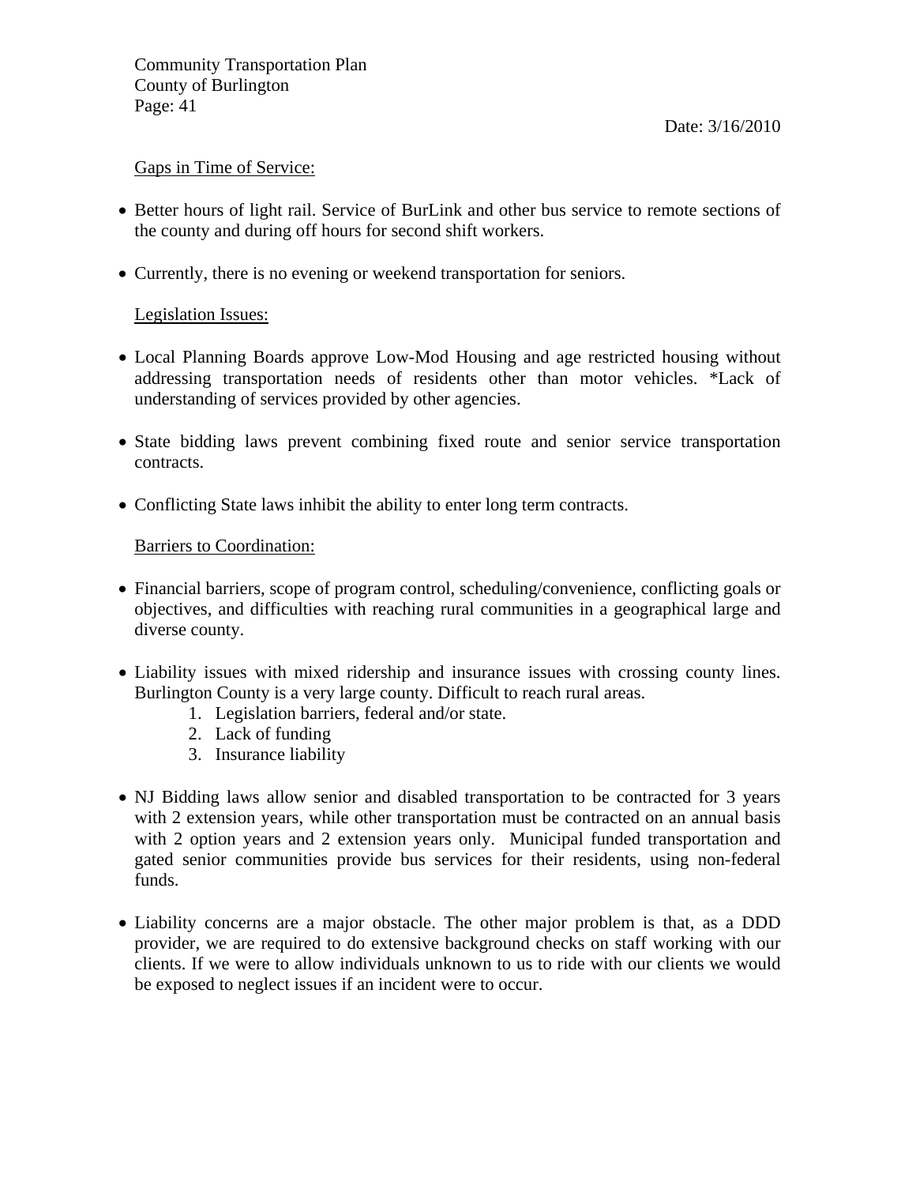Gaps in Time of Service:

- Better hours of light rail. Service of BurLink and other bus service to remote sections of the county and during off hours for second shift workers.
- Currently, there is no evening or weekend transportation for seniors.

Legislation Issues:

- Local Planning Boards approve Low-Mod Housing and age restricted housing without addressing transportation needs of residents other than motor vehicles. *Lack of understanding of services provided by other agencies.
- State bidding laws prevent combining fixed route and senior service transportation contracts.
- Conflicting State laws inhibit the ability to enter long term contracts.

Barriers to Coordination:

- Financial barriers, scope of program control, scheduling/convenience, conflicting goals or objectives, and difficulties with reaching rural communities in a geographical large and diverse county.
- Liability issues with mixed ridership and insurance issues with crossing county lines. Burlington County is a very large county. Difficult to reach rural areas.
    1. Legislation barriers, federal and/or state.
    2. Lack of funding
    3. Insurance liability
- NJ Bidding laws allow senior and disabled transportation to be contracted for 3 years with 2 extension years, while other transportation must be contracted on an annual basis with 2 option years and 2 extension years only. Municipal funded transportation and gated senior communities provide bus services for their residents, using non-federal funds.
- Liability concerns are a major obstacle. The other major problem is that, as a DDD provider, we are required to do extensive background checks on staff working with our clients. If we were to allow individuals unknown to us to ride with our clients we would be exposed to neglect issues if an incident were to occur.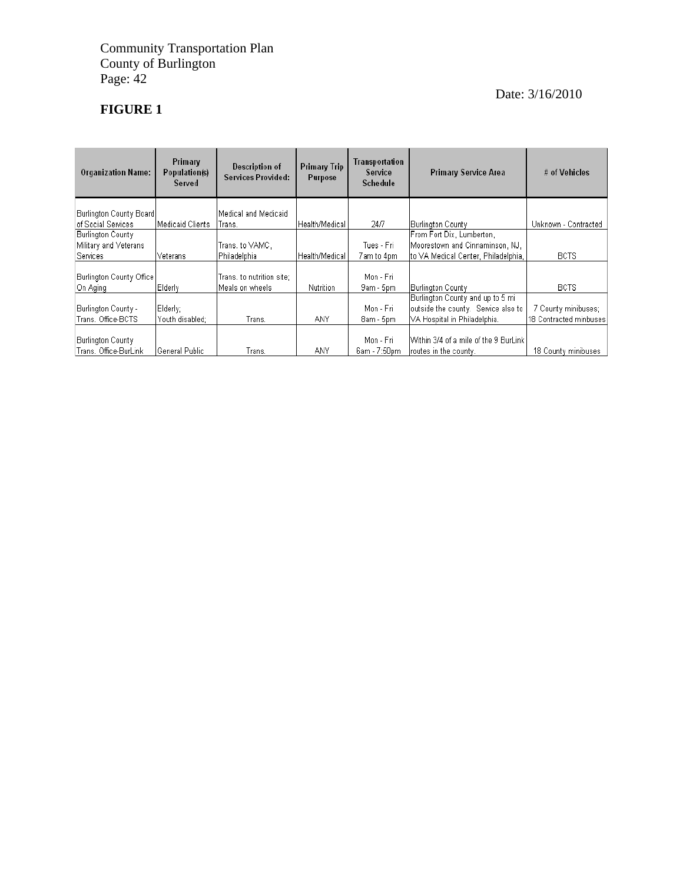Community Transportation Plan
County of Burlington
Page: 42

Date: 3/16/2010

**FIGURE 1**

| Organization Name: | Primary Population(s) Served | Description of Services Provided: | Primary Trip Purpose | Transportation Service Schedule | Primary Service Area | # of Vehicles |
|---|---|---|---|---|---|---|
| Burlington County Board of Social Services | Medicaid Clients | Medical and Medicaid Trans. | Health/Medical | 24/7 | Burlington County | Unknown - Contracted |
| Burlington County Military and Veterans Services | Veterans | Trans. to VAMC, Philadelphia | Health/Medical | Tues - Fri 7am to 4pm | From Fort Dix, Lumberton, Moorestown and Cinnaminson, NJ, to VA Medical Center, Philadelphia, | BCTS |
| Burlington County Office On Aging | Elderly | Trans. to nutrition site; Meals on wheels | Nutrition | Mon - Fri 9am - 5pm | Burlington County | BCTS |
| Burlington County - Trans. Office-BCTS | Elderly; Youth disabled; | Trans. | ANY | Mon - Fri 8am - 5pm | Burlington County and up to 5 mi outside the county. Service also to VA Hospital in Philadelphia. | 7 County minibuses; 18 Contracted minbuses |
| Burlington County Trans. Office-BurLink | General Public | Trans. | ANY | Mon - Fri 6am - 7:50pm | Within 3/4 of a mile of the 9 BurLink routes in the county. | 18 County minibuses |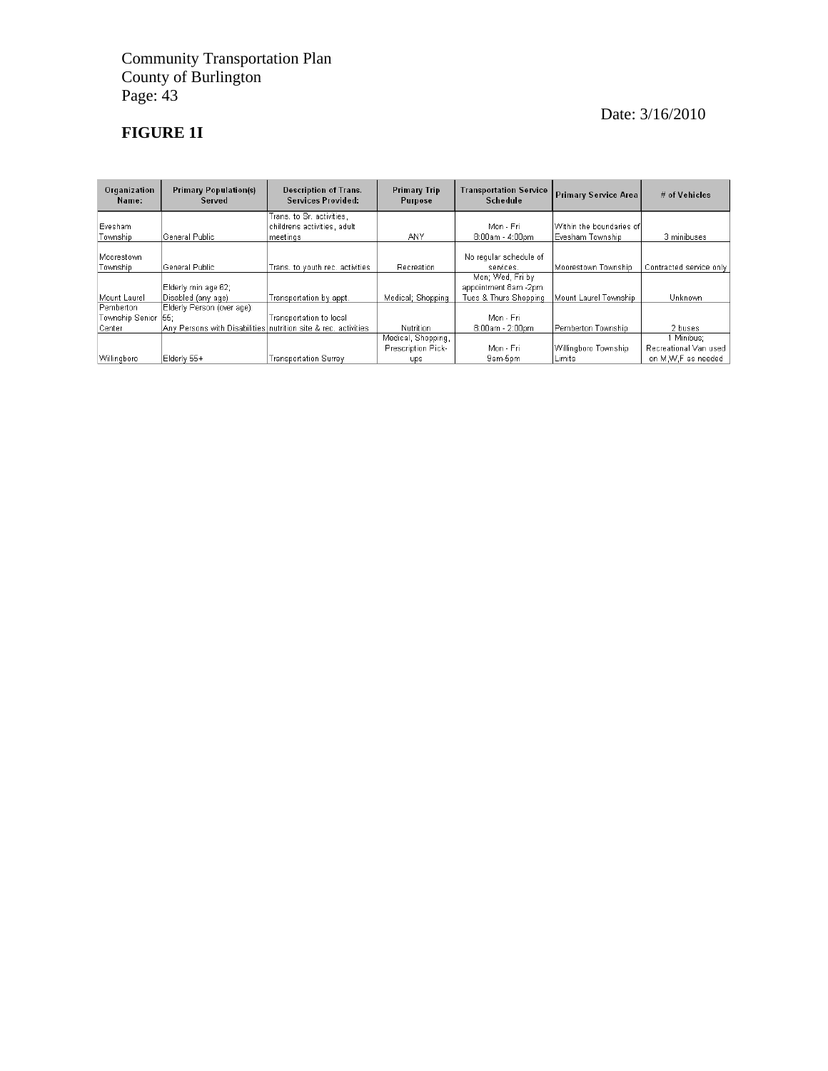**FIGURE 1I**

| Organization Name: | Primary Population(s) Served | Description of Trans. Services Provided: | Primary Trip Purpose | Transportation Service Schedule | Primary Service Area | # of Vehicles |
|---|---|---|---|---|---|---|
| Evesham Township | General Public | Trans. to Sr. activities, childrens activities, adult meetings | ANY | Mon - Fri 8:00am - 4:00pm | Within the boundaries of Evesham Township | 3 minibuses |
| Moorestown Township | General Public | Trans. to youth rec. activities | Recreation | No regular schedule of services. | Moorestown Township | Contracted service only |
| Mount Laurel | Elderly min age 62; Disabled (any age) | Transportation by appt. | Medical; Shopping | Mon; Wed, Fri by appointment 8am -2pm Tues & Thurs Shopping | Mount Laurel Township | Unknown |
| Pemberton Township Senior Center | Elderly Person (over age) 55; Any Persons with Disabilities | Transportation to local nutrition site & rec. activities | Nutrition | Mon - Fri 8:00am - 2:00pm | Pemberton Township | 2 buses |
| Willingboro | Elderly 55+ | Transportation Surrey | Medical, Shopping, Prescription Pick-ups | Mon - Fri 9am-5pm | Willingboro Township Limits | 1 Minibus; Recreational Van used on M,W,F as needed |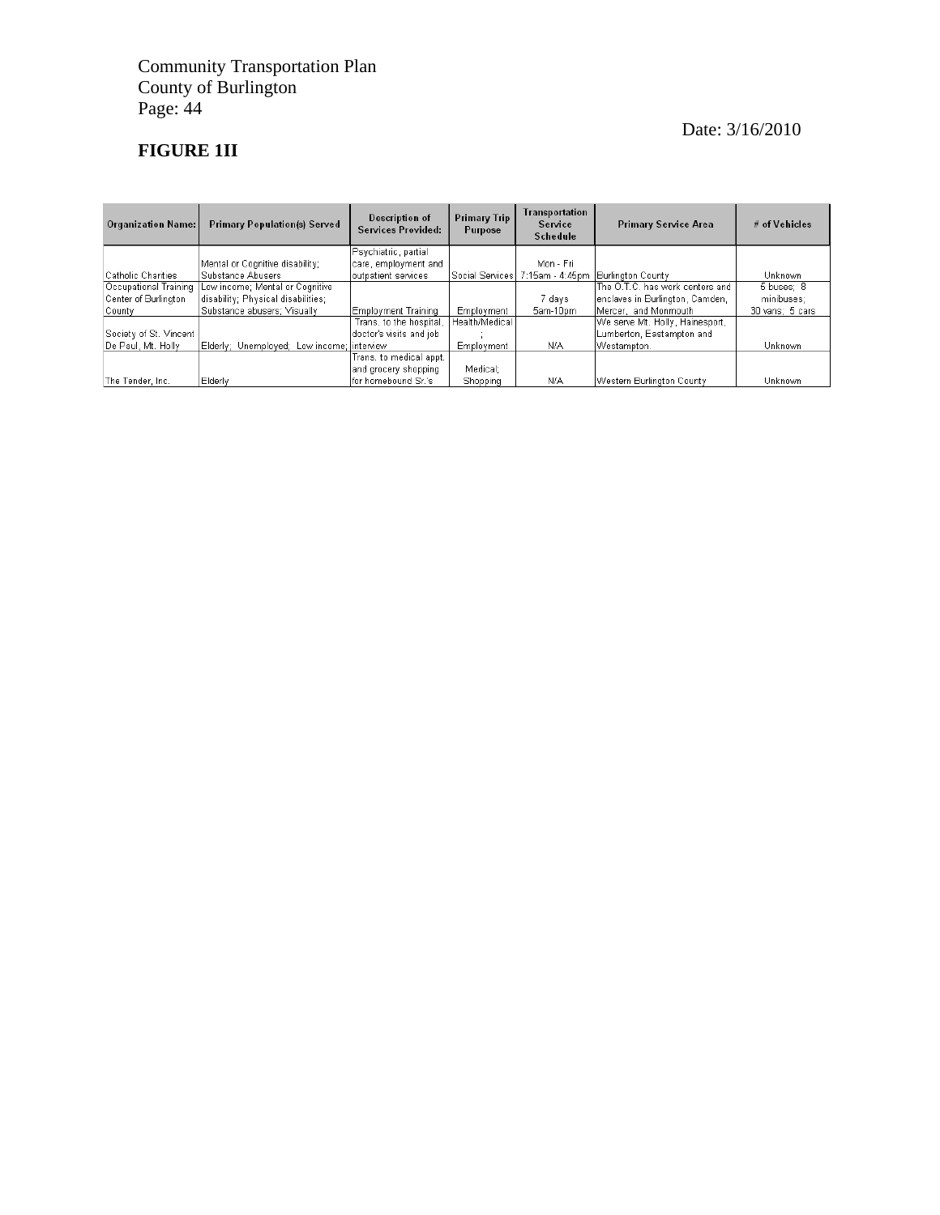Community Transportation Plan
County of Burlington
Page: 44

Date: 3/16/2010

**FIGURE 1II**

| Organization Name: | Primary Population(s) Served | Description of Services Provided: | Primary Trip Purpose | Transportation Service Schedule | Primary Service Area | # of Vehicles |
|---|---|---|---|---|---|---|
| Catholic Charities | Mental or Cognitive disability; Substance Abusers | Psychiatric, partial care, employment and outpatient services | Social Services | Mon - Fri 7:15am - 4:45pm | Burlington County | Unknown |
| Occupational Training Center of Burlington County | Low income; Mental or Cognitive disability; Physical disabilities; Substance abusers; Visually | Employment Training | Employment | 7 days 5am-10pm | The O.T.C. has work centers and enclaves in Burlington, Camden, Mercer, and Monmouth | 5 buses; 8 minibuses; 30 vans; 5 cars |
| Society of St. Vincent De Paul, Mt. Holly | Elderly; Unemployed; Low income; | Trans. to the hospital, doctor's visits and job interview | Health/Medical; Employment | N/A | We serve Mt. Holly, Hainesport, Lumberton, Eastampton and Westampton. | Unknown |
| The Tender, Inc. | Elderly | Trans. to medical appt. and grocery shopping for homebound Sr.'s | Medical; Shopping | N/A | Western Burlington County | Unknown |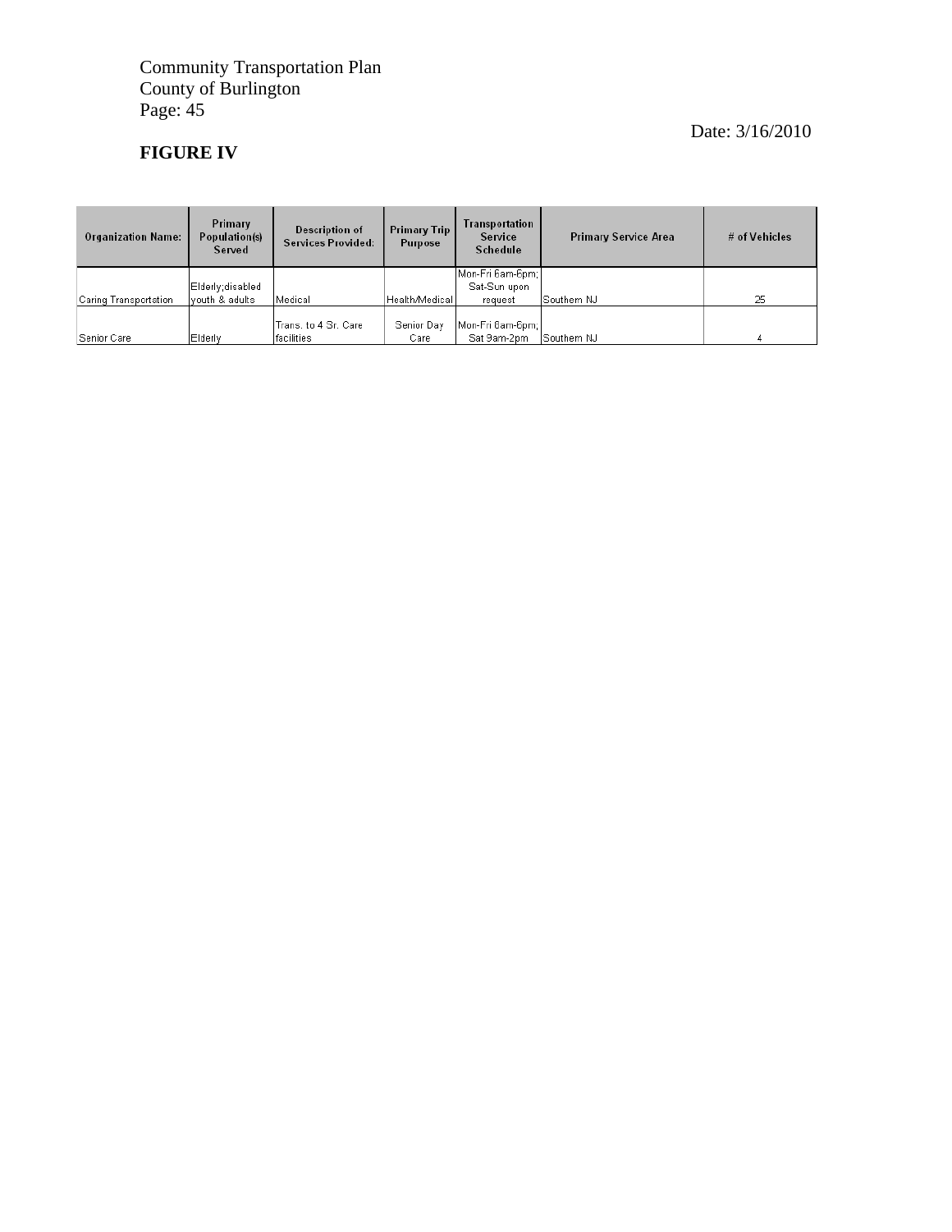# FIGURE IV

| Organization Name: | Primary Population(s) Served | Description of Services Provided: | Primary Trip Purpose | Transportation Service Schedule | Primary Service Area | # of Vehicles |
|---|---|---|---|---|---|---|
| Caring Transportation | Elderly;disabled youth & adults | Medical | Health/Medical | Mon-Fri 6am-6pm; Sat-Sun upon request | Southern NJ | 25 |
| Senior Care | Elderly | Trans. to 4 Sr. Care facilities | Senior Day Care | Mon-Fri 8am-6pm; Sat 9am-2pm | Southern NJ | 4 |